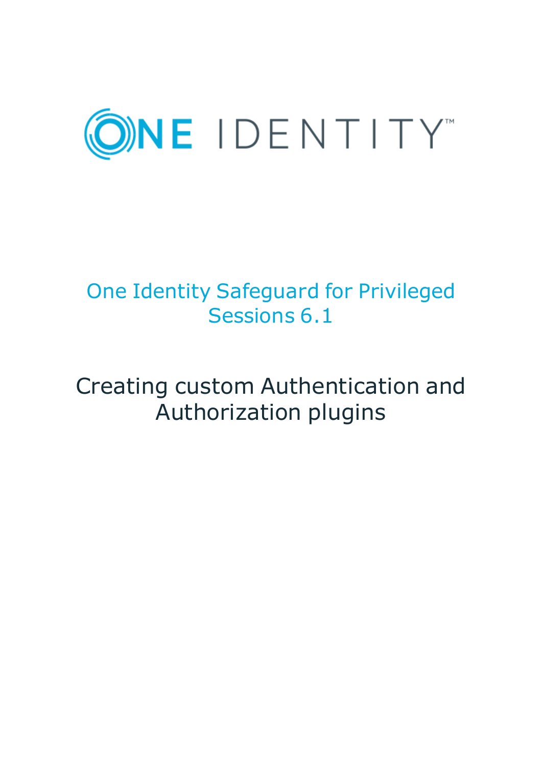ONE IDENTITY™

# One Identity Safeguard for Privileged Sessions 6.1

## Creating custom Authentication and Authorization plugins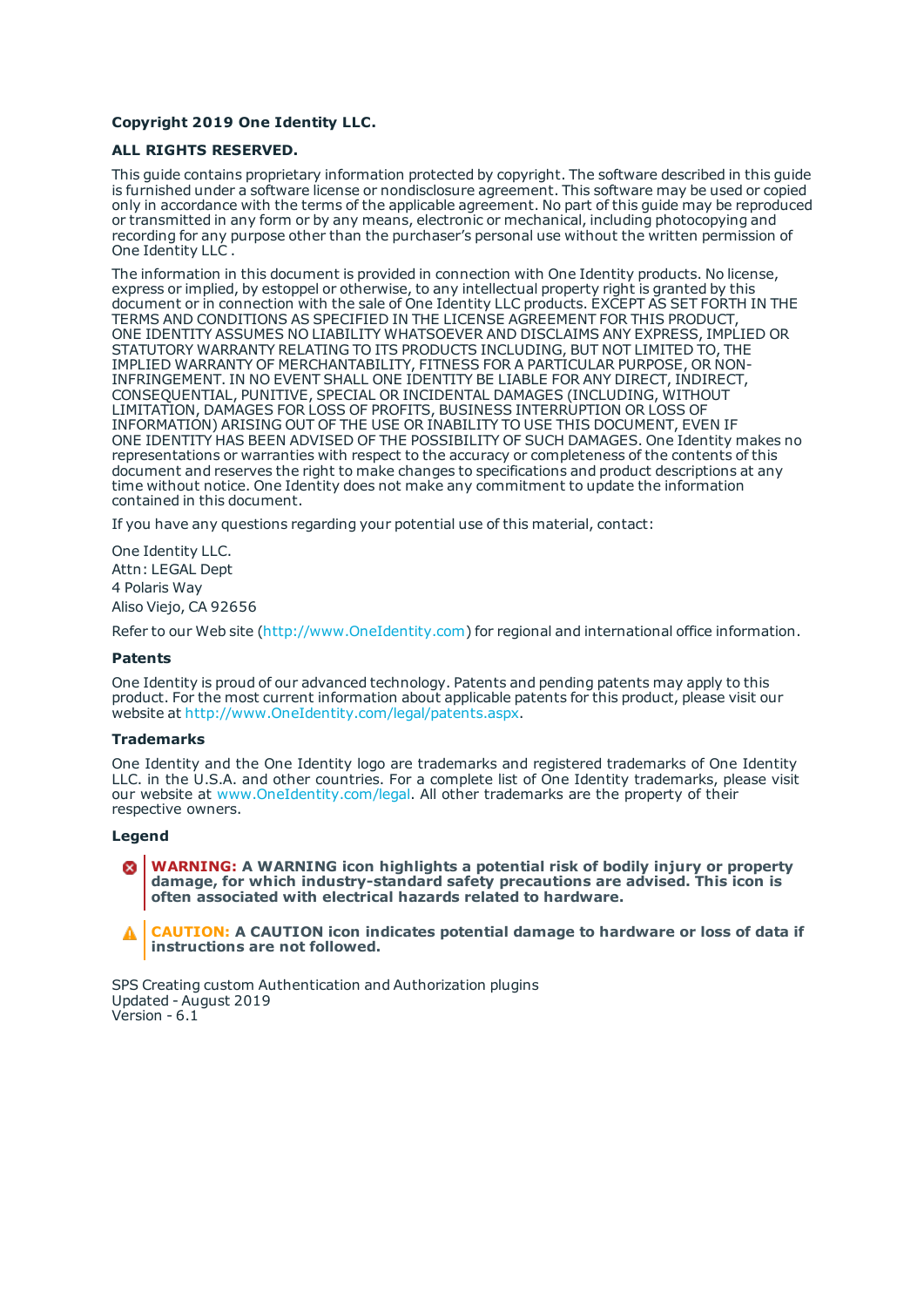**Copyright 2019 One Identity LLC.**

**ALL RIGHTS RESERVED.**

This guide contains proprietary information protected by copyright. The software described in this guide is furnished under a software license or nondisclosure agreement. This software may be used or copied only in accordance with the terms of the applicable agreement. No part of this guide may be reproduced or transmitted in any form or by any means, electronic or mechanical, including photocopying and recording for any purpose other than the purchaser's personal use without the written permission of One Identity LLC .

The information in this document is provided in connection with One Identity products. No license, express or implied, by estoppel or otherwise, to any intellectual property right is granted by this document or in connection with the sale of One Identity LLC products. EXCEPT AS SET FORTH IN THE TERMS AND CONDITIONS AS SPECIFIED IN THE LICENSE AGREEMENT FOR THIS PRODUCT, ONE IDENTITY ASSUMES NO LIABILITY WHATSOEVER AND DISCLAIMS ANY EXPRESS, IMPLIED OR STATUTORY WARRANTY RELATING TO ITS PRODUCTS INCLUDING, BUT NOT LIMITED TO, THE IMPLIED WARRANTY OF MERCHANTABILITY, FITNESS FOR A PARTICULAR PURPOSE, OR NON-INFRINGEMENT. IN NO EVENT SHALL ONE IDENTITY BE LIABLE FOR ANY DIRECT, INDIRECT, CONSEQUENTIAL, PUNITIVE, SPECIAL OR INCIDENTAL DAMAGES (INCLUDING, WITHOUT LIMITATION, DAMAGES FOR LOSS OF PROFITS, BUSINESS INTERRUPTION OR LOSS OF INFORMATION) ARISING OUT OF THE USE OR INABILITY TO USE THIS DOCUMENT, EVEN IF ONE IDENTITY HAS BEEN ADVISED OF THE POSSIBILITY OF SUCH DAMAGES. One Identity makes no representations or warranties with respect to the accuracy or completeness of the contents of this document and reserves the right to make changes to specifications and product descriptions at any time without notice. One Identity does not make any commitment to update the information contained in this document.

If you have any questions regarding your potential use of this material, contact:

One Identity LLC.
Attn: LEGAL Dept
4 Polaris Way
Aliso Viejo, CA 92656

Refer to our Web site (http://www.OneIdentity.com) for regional and international office information.

**Patents**

One Identity is proud of our advanced technology. Patents and pending patents may apply to this product. For the most current information about applicable patents for this product, please visit our website at http://www.OneIdentity.com/legal/patents.aspx.

**Trademarks**

One Identity and the One Identity logo are trademarks and registered trademarks of One Identity LLC. in the U.S.A. and other countries. For a complete list of One Identity trademarks, please visit our website at www.OneIdentity.com/legal. All other trademarks are the property of their respective owners.

**Legend**

**WARNING: A WARNING icon highlights a potential risk of bodily injury or property damage, for which industry-standard safety precautions are advised. This icon is often associated with electrical hazards related to hardware.**

**CAUTION: A CAUTION icon indicates potential damage to hardware or loss of data if instructions are not followed.**

SPS Creating custom Authentication and Authorization plugins
Updated - August 2019
Version - 6.1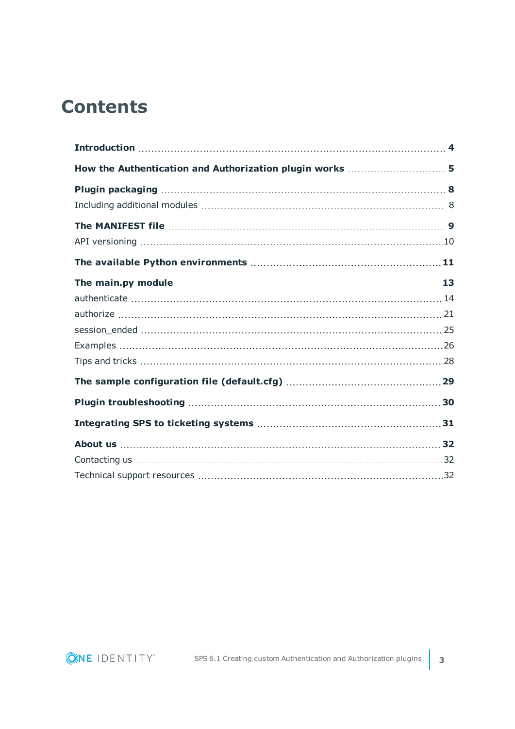# Contents

**Introduction** .......... **4**

**How the Authentication and Authorization plugin works** .......... **5**

**Plugin packaging** .......... **8**

Including additional modules .......... 8

**The MANIFEST file** .......... **9**

API versioning .......... 10

**The available Python environments** .......... **11**

**The main.py module** .......... **13**

authenticate .......... 14

authorize .......... 21

session_ended .......... 25

Examples .......... 26

Tips and tricks .......... 28

**The sample configuration file (default.cfg)** .......... **29**

**Plugin troubleshooting** .......... **30**

**Integrating SPS to ticketing systems** .......... **31**

**About us** .......... **32**

Contacting us .......... 32

Technical support resources .......... 32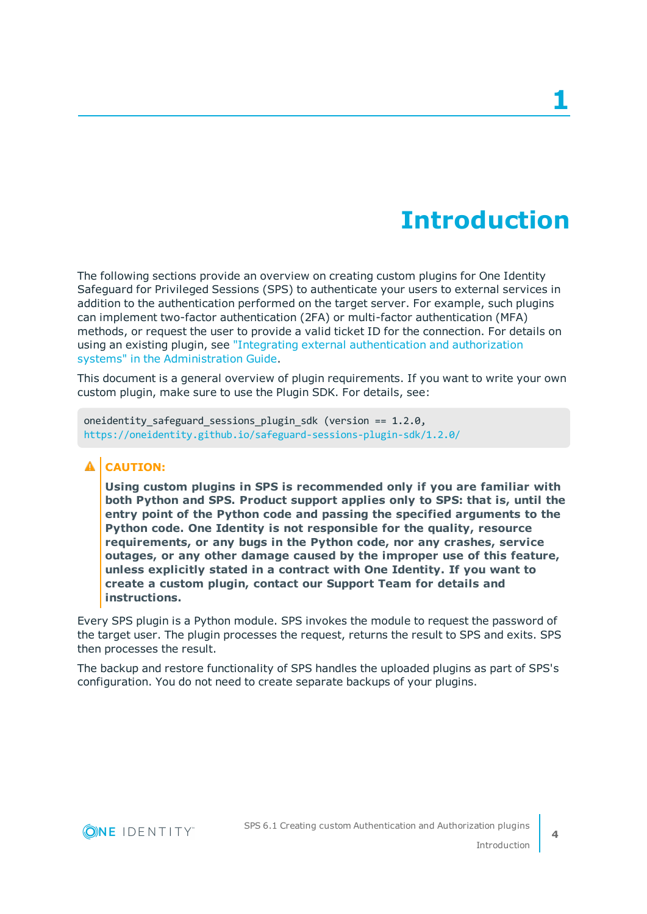# 1 Introduction

The following sections provide an overview on creating custom plugins for One Identity Safeguard for Privileged Sessions (SPS) to authenticate your users to external services in addition to the authentication performed on the target server. For example, such plugins can implement two-factor authentication (2FA) or multi-factor authentication (MFA) methods, or request the user to provide a valid ticket ID for the connection. For details on using an existing plugin, see "Integrating external authentication and authorization systems" in the Administration Guide.

This document is a general overview of plugin requirements. If you want to write your own custom plugin, make sure to use the Plugin SDK. For details, see:

```
oneidentity_safeguard_sessions_plugin_sdk (version == 1.2.0,
https://oneidentity.github.io/safeguard-sessions-plugin-sdk/1.2.0/
```

**CAUTION:**

**Using custom plugins in SPS is recommended only if you are familiar with both Python and SPS. Product support applies only to SPS: that is, until the entry point of the Python code and passing the specified arguments to the Python code. One Identity is not responsible for the quality, resource requirements, or any bugs in the Python code, nor any crashes, service outages, or any other damage caused by the improper use of this feature, unless explicitly stated in a contract with One Identity. If you want to create a custom plugin, contact our Support Team for details and instructions.**

Every SPS plugin is a Python module. SPS invokes the module to request the password of the target user. The plugin processes the request, returns the result to SPS and exits. SPS then processes the result.

The backup and restore functionality of SPS handles the uploaded plugins as part of SPS's configuration. You do not need to create separate backups of your plugins.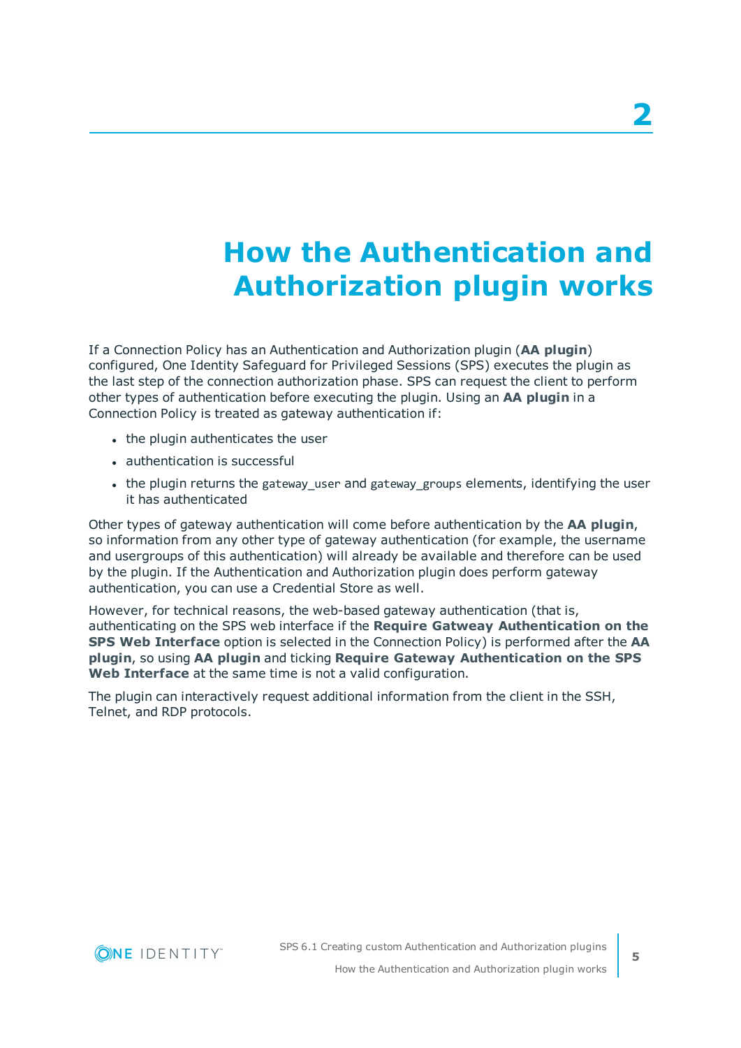# 2 How the Authentication and Authorization plugin works

If a Connection Policy has an Authentication and Authorization plugin (**AA plugin**) configured, One Identity Safeguard for Privileged Sessions (SPS) executes the plugin as the last step of the connection authorization phase. SPS can request the client to perform other types of authentication before executing the plugin. Using an **AA plugin** in a Connection Policy is treated as gateway authentication if:

- the plugin authenticates the user
- authentication is successful
- the plugin returns the `gateway_user` and `gateway_groups` elements, identifying the user it has authenticated

Other types of gateway authentication will come before authentication by the **AA plugin**, so information from any other type of gateway authentication (for example, the username and usergroups of this authentication) will already be available and therefore can be used by the plugin. If the Authentication and Authorization plugin does perform gateway authentication, you can use a Credential Store as well.

However, for technical reasons, the web-based gateway authentication (that is, authenticating on the SPS web interface if the **Require Gatweay Authentication on the SPS Web Interface** option is selected in the Connection Policy) is performed after the **AA plugin**, so using **AA plugin** and ticking **Require Gateway Authentication on the SPS Web Interface** at the same time is not a valid configuration.

The plugin can interactively request additional information from the client in the SSH, Telnet, and RDP protocols.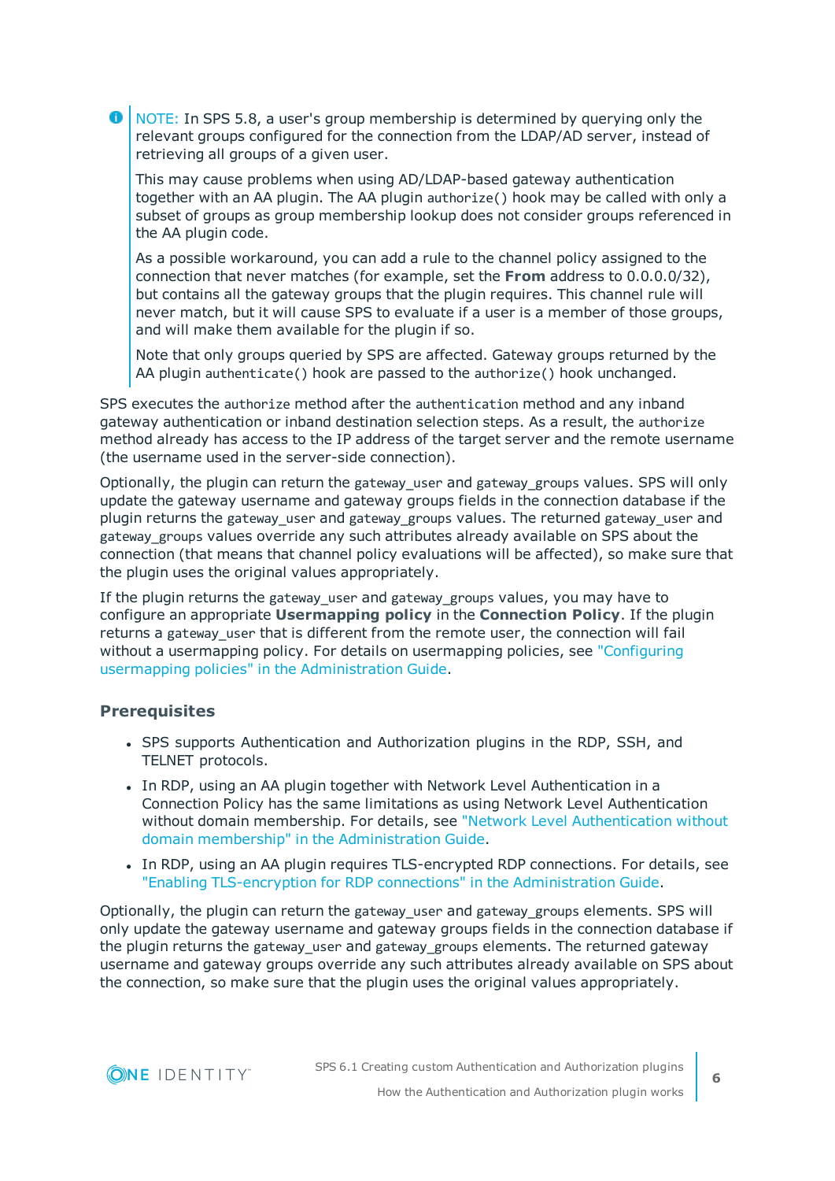> NOTE: In SPS 5.8, a user's group membership is determined by querying only the relevant groups configured for the connection from the LDAP/AD server, instead of retrieving all groups of a given user.
>
> This may cause problems when using AD/LDAP-based gateway authentication together with an AA plugin. The AA plugin `authorize()` hook may be called with only a subset of groups as group membership lookup does not consider groups referenced in the AA plugin code.
>
> As a possible workaround, you can add a rule to the channel policy assigned to the connection that never matches (for example, set the **From** address to 0.0.0.0/32), but contains all the gateway groups that the plugin requires. This channel rule will never match, but it will cause SPS to evaluate if a user is a member of those groups, and will make them available for the plugin if so.
>
> Note that only groups queried by SPS are affected. Gateway groups returned by the AA plugin `authenticate()` hook are passed to the `authorize()` hook unchanged.

SPS executes the `authorize` method after the `authentication` method and any inband gateway authentication or inband destination selection steps. As a result, the `authorize` method already has access to the IP address of the target server and the remote username (the username used in the server-side connection).

Optionally, the plugin can return the `gateway_user` and `gateway_groups` values. SPS will only update the gateway username and gateway groups fields in the connection database if the plugin returns the `gateway_user` and `gateway_groups` values. The returned `gateway_user` and `gateway_groups` values override any such attributes already available on SPS about the connection (that means that channel policy evaluations will be affected), so make sure that the plugin uses the original values appropriately.

If the plugin returns the `gateway_user` and `gateway_groups` values, you may have to configure an appropriate **Usermapping policy** in the **Connection Policy**. If the plugin returns a `gateway_user` that is different from the remote user, the connection will fail without a usermapping policy. For details on usermapping policies, see "Configuring usermapping policies" in the Administration Guide.

### Prerequisites

- SPS supports Authentication and Authorization plugins in the RDP, SSH, and TELNET protocols.
- In RDP, using an AA plugin together with Network Level Authentication in a Connection Policy has the same limitations as using Network Level Authentication without domain membership. For details, see "Network Level Authentication without domain membership" in the Administration Guide.
- In RDP, using an AA plugin requires TLS-encrypted RDP connections. For details, see "Enabling TLS-encryption for RDP connections" in the Administration Guide.

Optionally, the plugin can return the `gateway_user` and `gateway_groups` elements. SPS will only update the gateway username and gateway groups fields in the connection database if the plugin returns the `gateway_user` and `gateway_groups` elements. The returned gateway username and gateway groups override any such attributes already available on SPS about the connection, so make sure that the plugin uses the original values appropriately.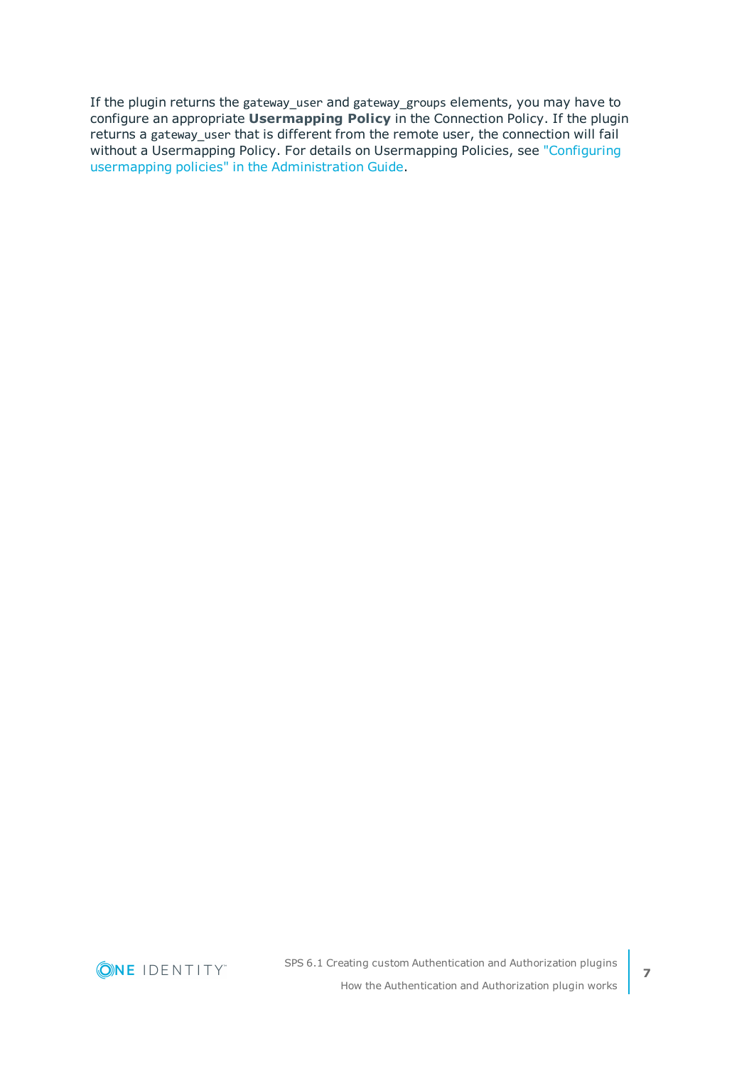If the plugin returns the `gateway_user` and `gateway_groups` elements, you may have to configure an appropriate **Usermapping Policy** in the Connection Policy. If the plugin returns a `gateway_user` that is different from the remote user, the connection will fail without a Usermapping Policy. For details on Usermapping Policies, see "Configuring usermapping policies" in the Administration Guide.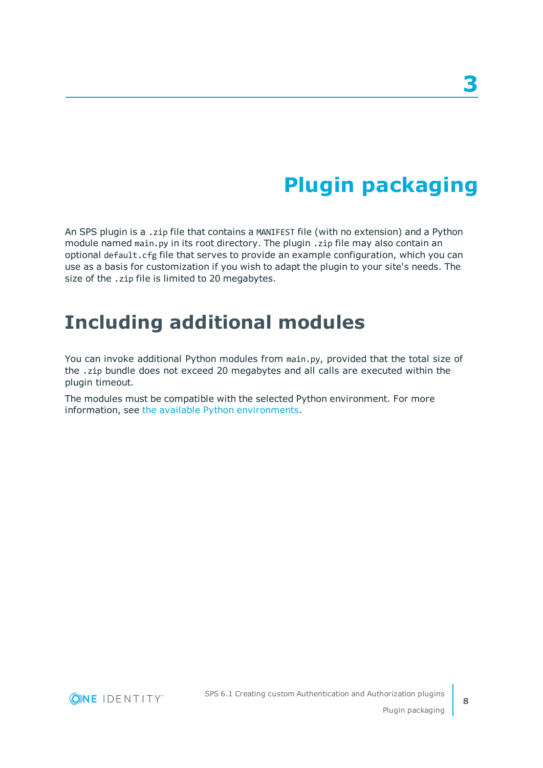# 3 Plugin packaging

An SPS plugin is a `.zip` file that contains a `MANIFEST` file (with no extension) and a Python module named `main.py` in its root directory. The plugin `.zip` file may also contain an optional `default.cfg` file that serves to provide an example configuration, which you can use as a basis for customization if you wish to adapt the plugin to your site's needs. The size of the `.zip` file is limited to 20 megabytes.

## Including additional modules

You can invoke additional Python modules from `main.py`, provided that the total size of the `.zip` bundle does not exceed 20 megabytes and all calls are executed within the plugin timeout.

The modules must be compatible with the selected Python environment. For more information, see the available Python environments.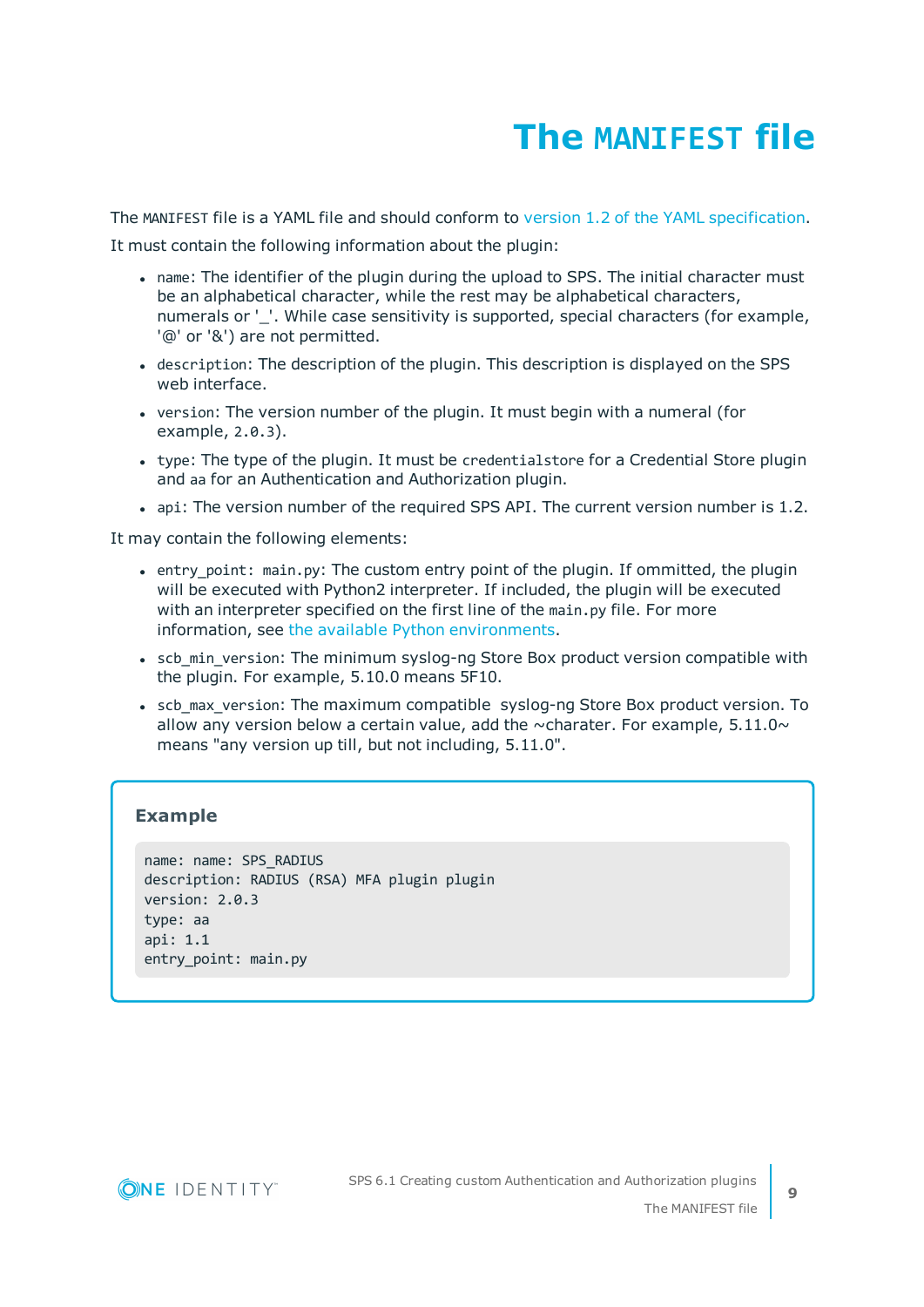# The `MANIFEST` file

The `MANIFEST` file is a YAML file and should conform to version 1.2 of the YAML specification.

It must contain the following information about the plugin:

- `name`: The identifier of the plugin during the upload to SPS. The initial character must be an alphabetical character, while the rest may be alphabetical characters, numerals or '_'. While case sensitivity is supported, special characters (for example, '@' or '&') are not permitted.
- `description`: The description of the plugin. This description is displayed on the SPS web interface.
- `version`: The version number of the plugin. It must begin with a numeral (for example, `2.0.3`).
- `type`: The type of the plugin. It must be `credentialstore` for a Credential Store plugin and `aa` for an Authentication and Authorization plugin.
- `api`: The version number of the required SPS API. The current version number is 1.2.

It may contain the following elements:

- `entry_point: main.py`: The custom entry point of the plugin. If ommitted, the plugin will be executed with Python2 interpreter. If included, the plugin will be executed with an interpreter specified on the first line of the `main.py` file. For more information, see the available Python environments.
- `scb_min_version`: The minimum syslog-ng Store Box product version compatible with the plugin. For example, 5.10.0 means 5F10.
- `scb_max_version`: The maximum compatible syslog-ng Store Box product version. To allow any version below a certain value, add the ~charater. For example, 5.11.0~ means "any version up till, but not including, 5.11.0".

**Example**

```
name: name: SPS_RADIUS
description: RADIUS (RSA) MFA plugin plugin
version: 2.0.3
type: aa
api: 1.1
entry_point: main.py
```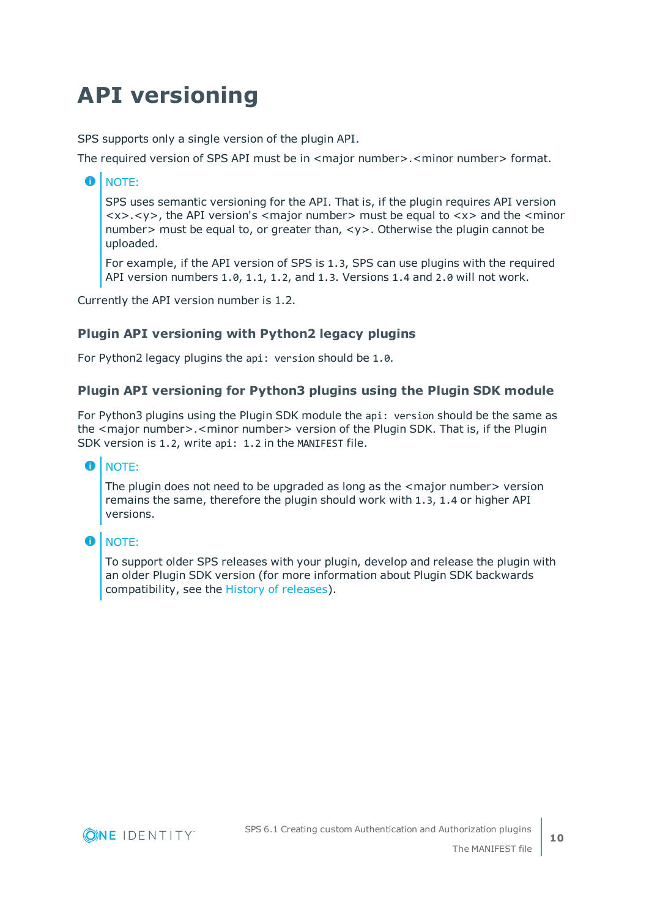# API versioning

SPS supports only a single version of the plugin API.

The required version of SPS API must be in <major number>.<minor number> format.

> NOTE:
>
> SPS uses semantic versioning for the API. That is, if the plugin requires API version <x>.<y>, the API version's <major number> must be equal to <x> and the <minor number> must be equal to, or greater than, <y>. Otherwise the plugin cannot be uploaded.
>
> For example, if the API version of SPS is `1.3`, SPS can use plugins with the required API version numbers `1.0`, `1.1`, `1.2`, and `1.3`. Versions `1.4` and `2.0` will not work.

Currently the API version number is 1.2.

### Plugin API versioning with Python2 legacy plugins

For Python2 legacy plugins the `api: version` should be `1.0`.

### Plugin API versioning for Python3 plugins using the Plugin SDK module

For Python3 plugins using the Plugin SDK module the `api: version` should be the same as the <major number>.<minor number> version of the Plugin SDK. That is, if the Plugin SDK version is `1.2`, write `api: 1.2` in the `MANIFEST` file.

> NOTE:
>
> The plugin does not need to be upgraded as long as the <major number> version remains the same, therefore the plugin should work with `1.3`, `1.4` or higher API versions.

> NOTE:
>
> To support older SPS releases with your plugin, develop and release the plugin with an older Plugin SDK version (for more information about Plugin SDK backwards compatibility, see the History of releases).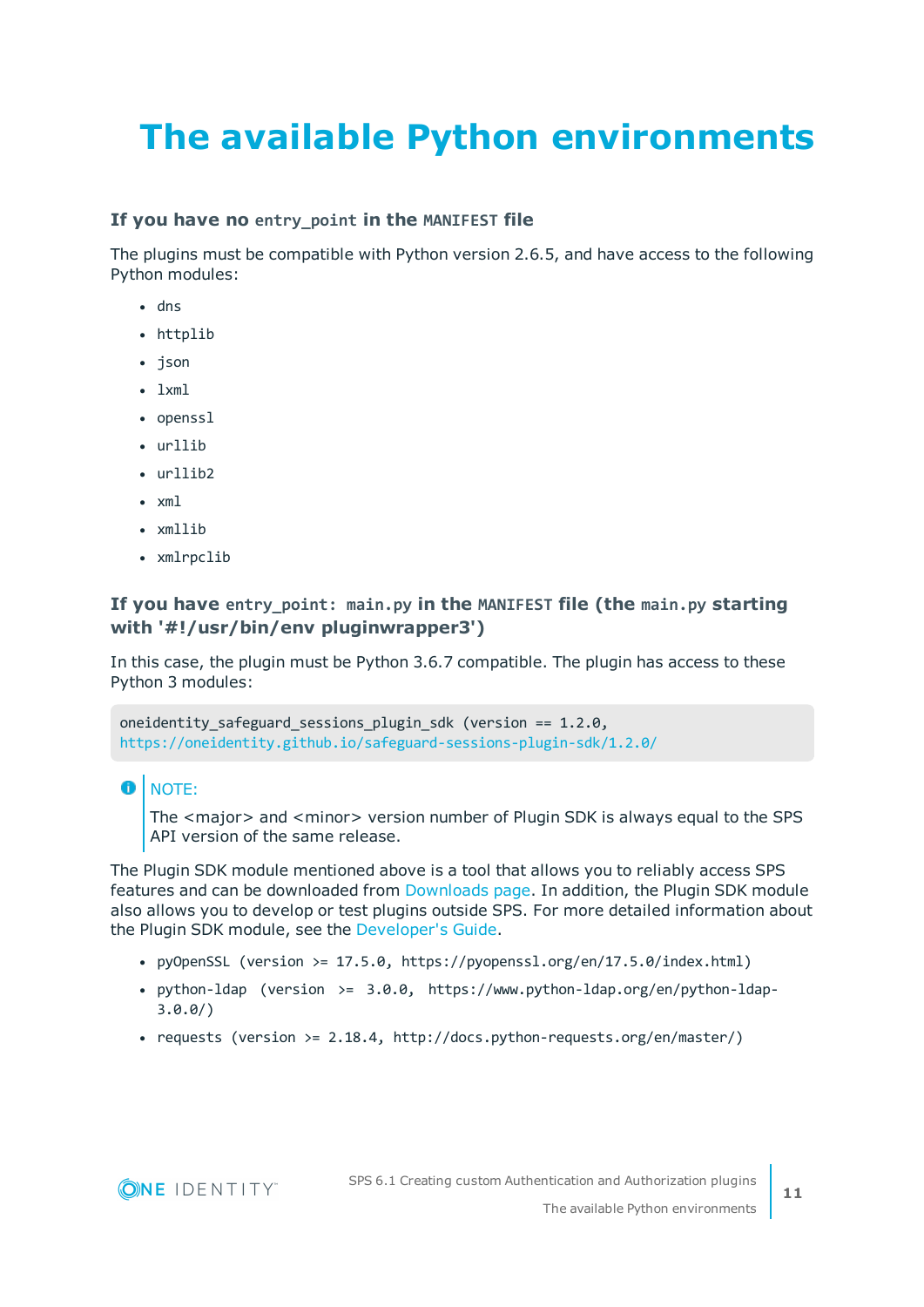# The available Python environments

### If you have no `entry_point` in the `MANIFEST` file

The plugins must be compatible with Python version 2.6.5, and have access to the following Python modules:

- `dns`
- `httplib`
- `json`
- `lxml`
- `openssl`
- `urllib`
- `urllib2`
- `xml`
- `xmllib`
- `xmlrpclib`

### If you have `entry_point: main.py` in the `MANIFEST` file (the `main.py` starting with '#!/usr/bin/env pluginwrapper3')

In this case, the plugin must be Python 3.6.7 compatible. The plugin has access to these Python 3 modules:

```
oneidentity_safeguard_sessions_plugin_sdk (version == 1.2.0,
https://oneidentity.github.io/safeguard-sessions-plugin-sdk/1.2.0/
```

> NOTE:
>
> The <major> and <minor> version number of Plugin SDK is always equal to the SPS API version of the same release.

The Plugin SDK module mentioned above is a tool that allows you to reliably access SPS features and can be downloaded from Downloads page. In addition, the Plugin SDK module also allows you to develop or test plugins outside SPS. For more detailed information about the Plugin SDK module, see the Developer's Guide.

- `pyOpenSSL (version >= 17.5.0, https://pyopenssl.org/en/17.5.0/index.html)`
- `python-ldap (version >= 3.0.0, https://www.python-ldap.org/en/python-ldap-3.0.0/)`
- `requests (version >= 2.18.4, http://docs.python-requests.org/en/master/)`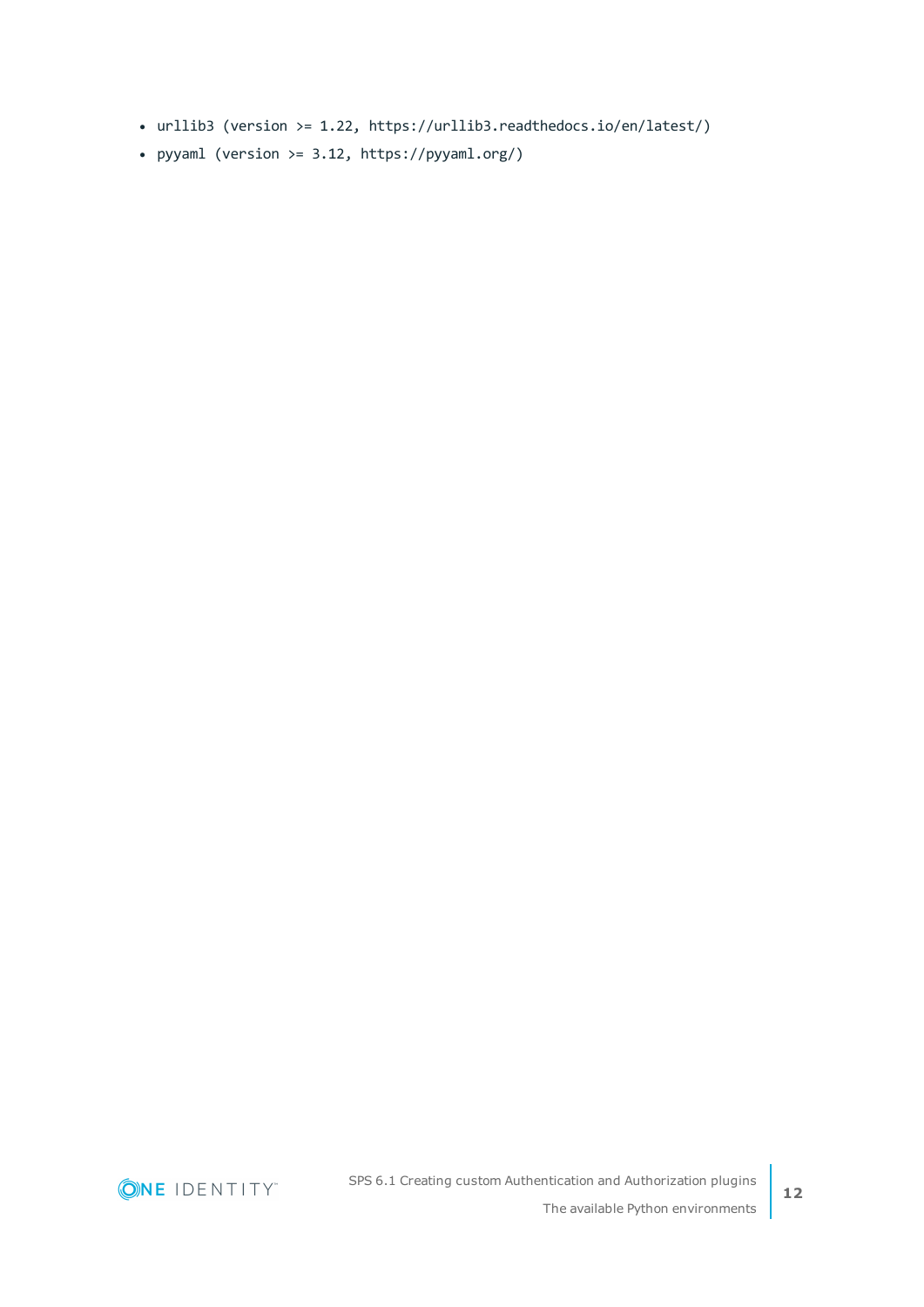- `urllib3 (version >= 1.22, https://urllib3.readthedocs.io/en/latest/)`
- `pyyaml (version >= 3.12, https://pyyaml.org/)`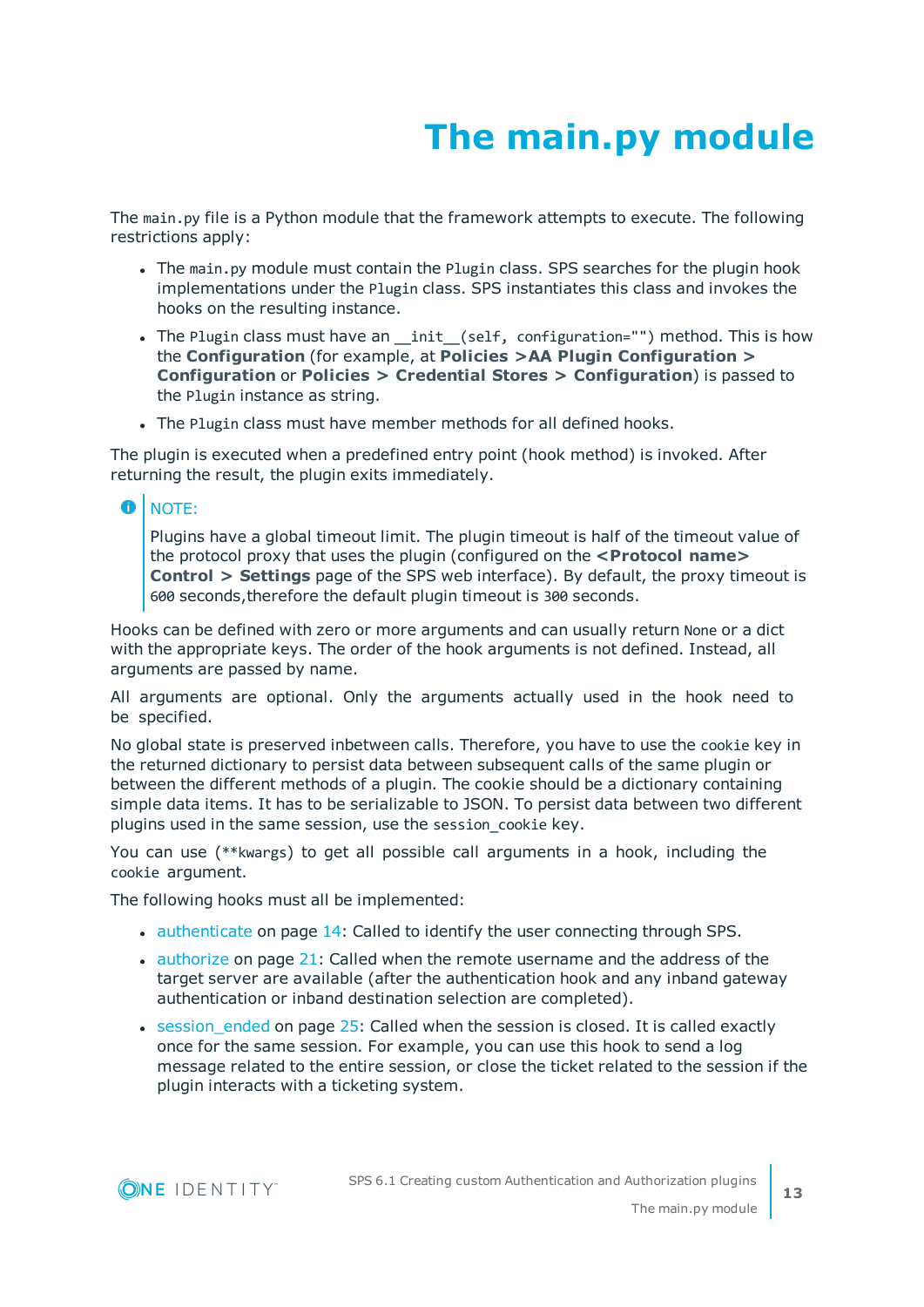# The main.py module

The `main.py` file is a Python module that the framework attempts to execute. The following restrictions apply:

- The `main.py` module must contain the `Plugin` class. SPS searches for the plugin hook implementations under the `Plugin` class. SPS instantiates this class and invokes the hooks on the resulting instance.
- The `Plugin` class must have an `__init__(self, configuration="")` method. This is how the **Configuration** (for example, at **Policies >AA Plugin Configuration > Configuration** or **Policies > Credential Stores > Configuration**) is passed to the `Plugin` instance as string.
- The `Plugin` class must have member methods for all defined hooks.

The plugin is executed when a predefined entry point (hook method) is invoked. After returning the result, the plugin exits immediately.

> NOTE:
>
> Plugins have a global timeout limit. The plugin timeout is half of the timeout value of the protocol proxy that uses the plugin (configured on the **<Protocol name> Control > Settings** page of the SPS web interface). By default, the proxy timeout is `600` seconds,therefore the default plugin timeout is `300` seconds.

Hooks can be defined with zero or more arguments and can usually return `None` or a dict with the appropriate keys. The order of the hook arguments is not defined. Instead, all arguments are passed by name.

All arguments are optional. Only the arguments actually used in the hook need to be specified.

No global state is preserved inbetween calls. Therefore, you have to use the `cookie` key in the returned dictionary to persist data between subsequent calls of the same plugin or between the different methods of a plugin. The cookie should be a dictionary containing simple data items. It has to be serializable to JSON. To persist data between two different plugins used in the same session, use the `session_cookie` key.

You can use (`**kwargs`) to get all possible call arguments in a hook, including the `cookie` argument.

The following hooks must all be implemented:

- authenticate on page 14: Called to identify the user connecting through SPS.
- authorize on page 21: Called when the remote username and the address of the target server are available (after the authentication hook and any inband gateway authentication or inband destination selection are completed).
- session_ended on page 25: Called when the session is closed. It is called exactly once for the same session. For example, you can use this hook to send a log message related to the entire session, or close the ticket related to the session if the plugin interacts with a ticketing system.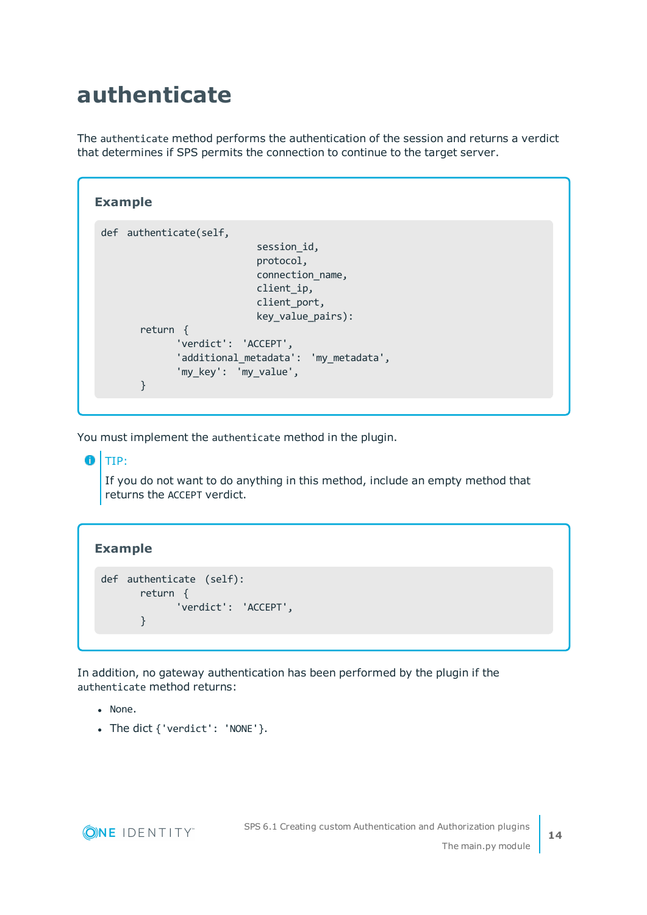# authenticate

The `authenticate` method performs the authentication of the session and returns a verdict that determines if SPS permits the connection to continue to the target server.

**Example**

```
def authenticate(self,
                          session_id,
                          protocol,
                          connection_name,
                          client_ip,
                          client_port,
                          key_value_pairs):
        return {
              'verdict': 'ACCEPT',
              'additional_metadata': 'my_metadata',
              'my_key': 'my_value',
        }
```

You must implement the `authenticate` method in the plugin.

> TIP:
>
> If you do not want to do anything in this method, include an empty method that returns the `ACCEPT` verdict.

**Example**

```
def authenticate (self):
        return {
              'verdict': 'ACCEPT',
        }
```

In addition, no gateway authentication has been performed by the plugin if the `authenticate` method returns:

- `None`.
- The dict `{'verdict': 'NONE'}`.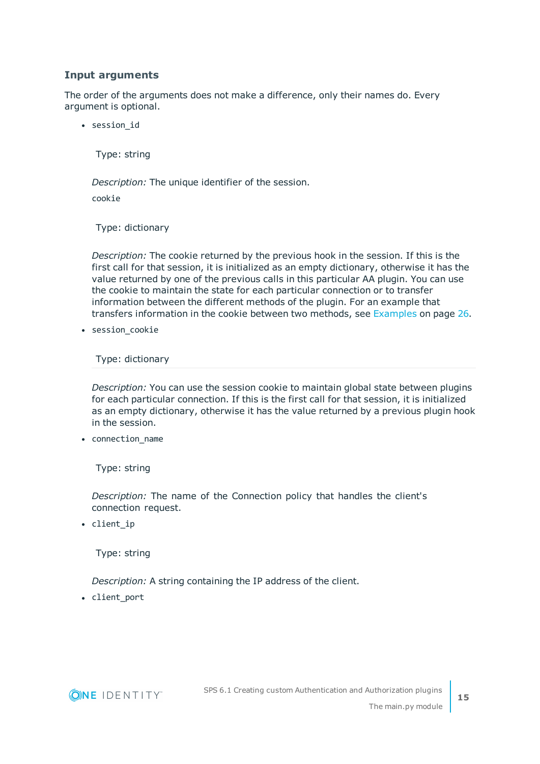### Input arguments

The order of the arguments does not make a difference, only their names do. Every argument is optional.

- `session_id`

  Type: string

  *Description:* The unique identifier of the session.

  `cookie`

  Type: dictionary

  *Description:* The cookie returned by the previous hook in the session. If this is the first call for that session, it is initialized as an empty dictionary, otherwise it has the value returned by one of the previous calls in this particular AA plugin. You can use the cookie to maintain the state for each particular connection or to transfer information between the different methods of the plugin. For an example that transfers information in the cookie between two methods, see Examples on page 26.

- `session_cookie`

  Type: dictionary

  *Description:* You can use the session cookie to maintain global state between plugins for each particular connection. If this is the first call for that session, it is initialized as an empty dictionary, otherwise it has the value returned by a previous plugin hook in the session.

- `connection_name`

  Type: string

  *Description:* The name of the Connection policy that handles the client's connection request.

- `client_ip`

  Type: string

  *Description:* A string containing the IP address of the client.

- `client_port`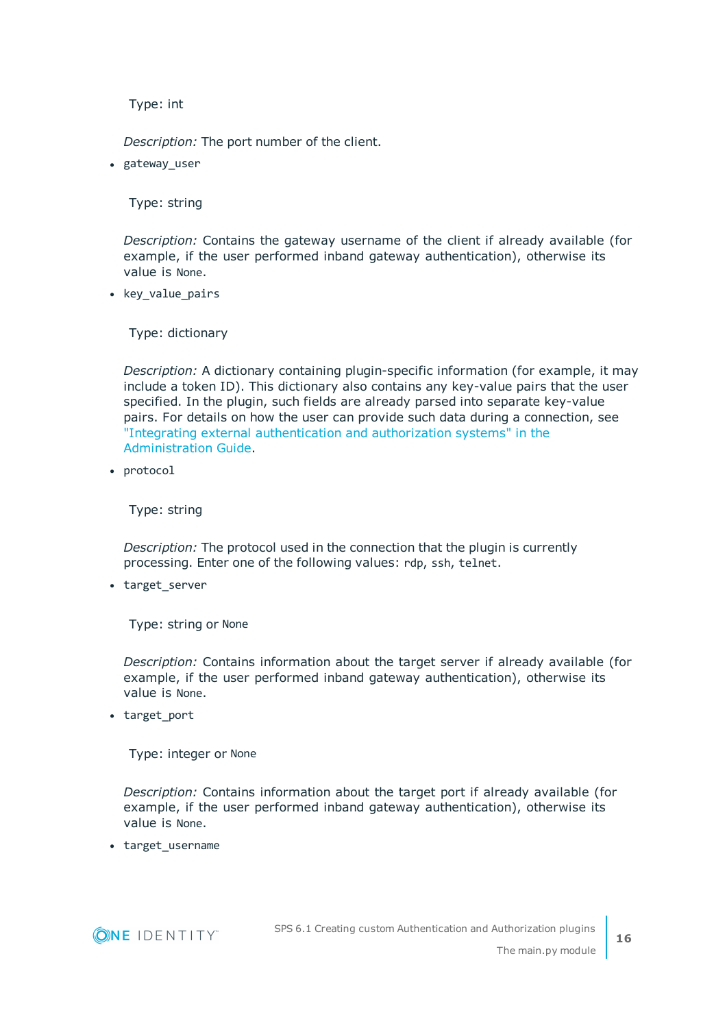Type: int

*Description:* The port number of the client.

- `gateway_user`

  Type: string

  *Description:* Contains the gateway username of the client if already available (for example, if the user performed inband gateway authentication), otherwise its value is `None`.

- `key_value_pairs`

  Type: dictionary

  *Description:* A dictionary containing plugin-specific information (for example, it may include a token ID). This dictionary also contains any key-value pairs that the user specified. In the plugin, such fields are already parsed into separate key-value pairs. For details on how the user can provide such data during a connection, see "Integrating external authentication and authorization systems" in the Administration Guide.

- `protocol`

  Type: string

  *Description:* The protocol used in the connection that the plugin is currently processing. Enter one of the following values: `rdp`, `ssh`, `telnet`.

- `target_server`

  Type: string or `None`

  *Description:* Contains information about the target server if already available (for example, if the user performed inband gateway authentication), otherwise its value is `None`.

- `target_port`

  Type: integer or `None`

  *Description:* Contains information about the target port if already available (for example, if the user performed inband gateway authentication), otherwise its value is `None`.

- `target_username`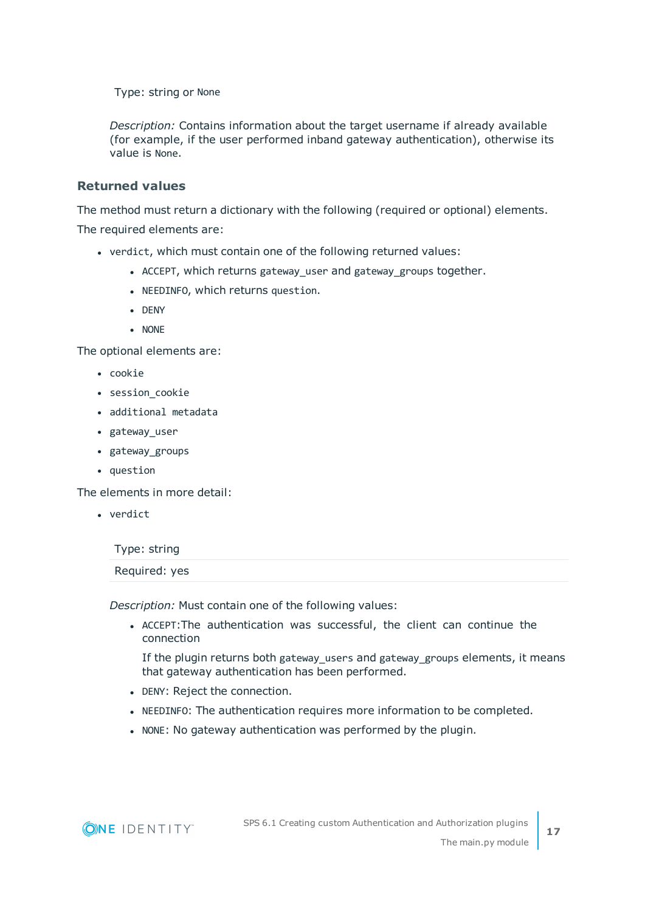Type: string or None

*Description:* Contains information about the target username if already available (for example, if the user performed inband gateway authentication), otherwise its value is None.

### Returned values

The method must return a dictionary with the following (required or optional) elements.

The required elements are:

- `verdict`, which must contain one of the following returned values:
  - `ACCEPT`, which returns `gateway_user` and `gateway_groups` together.
  - `NEEDINFO`, which returns `question`.
  - `DENY`
  - `NONE`

The optional elements are:

- `cookie`
- `session_cookie`
- `additional metadata`
- `gateway_user`
- `gateway_groups`
- `question`

The elements in more detail:

- `verdict`

| Type: string |
|---|
| Required: yes |

*Description:* Must contain one of the following values:

- `ACCEPT`:The authentication was successful, the client can continue the connection

  If the plugin returns both `gateway_users` and `gateway_groups` elements, it means that gateway authentication has been performed.

- `DENY`: Reject the connection.
- `NEEDINFO`: The authentication requires more information to be completed.
- `NONE`: No gateway authentication was performed by the plugin.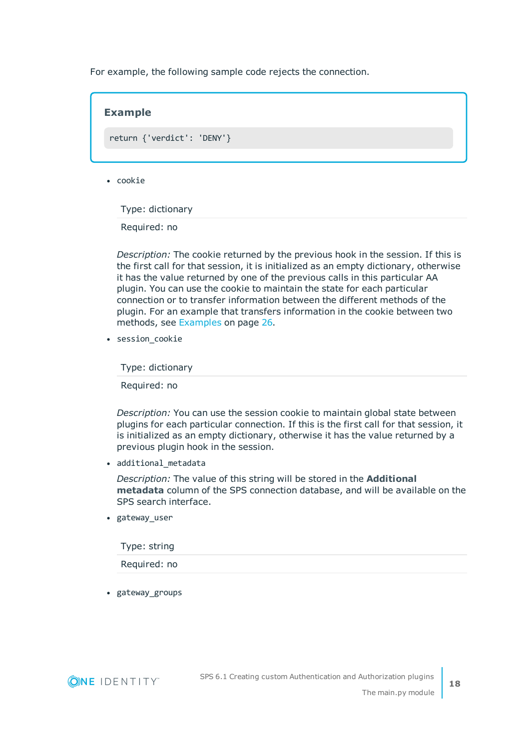For example, the following sample code rejects the connection.

**Example**

```
return {'verdict': 'DENY'}
```

- `cookie`

  | Type: dictionary |
  |---|
  | Required: no |

  *Description:* The cookie returned by the previous hook in the session. If this is the first call for that session, it is initialized as an empty dictionary, otherwise it has the value returned by one of the previous calls in this particular AA plugin. You can use the cookie to maintain the state for each particular connection or to transfer information between the different methods of the plugin. For an example that transfers information in the cookie between two methods, see Examples on page 26.

- `session_cookie`

  | Type: dictionary |
  |---|
  | Required: no |

  *Description:* You can use the session cookie to maintain global state between plugins for each particular connection. If this is the first call for that session, it is initialized as an empty dictionary, otherwise it has the value returned by a previous plugin hook in the session.

- `additional_metadata`

  *Description:* The value of this string will be stored in the **Additional metadata** column of the SPS connection database, and will be available on the SPS search interface.

- `gateway_user`

  | Type: string |
  |---|
  | Required: no |

- `gateway_groups`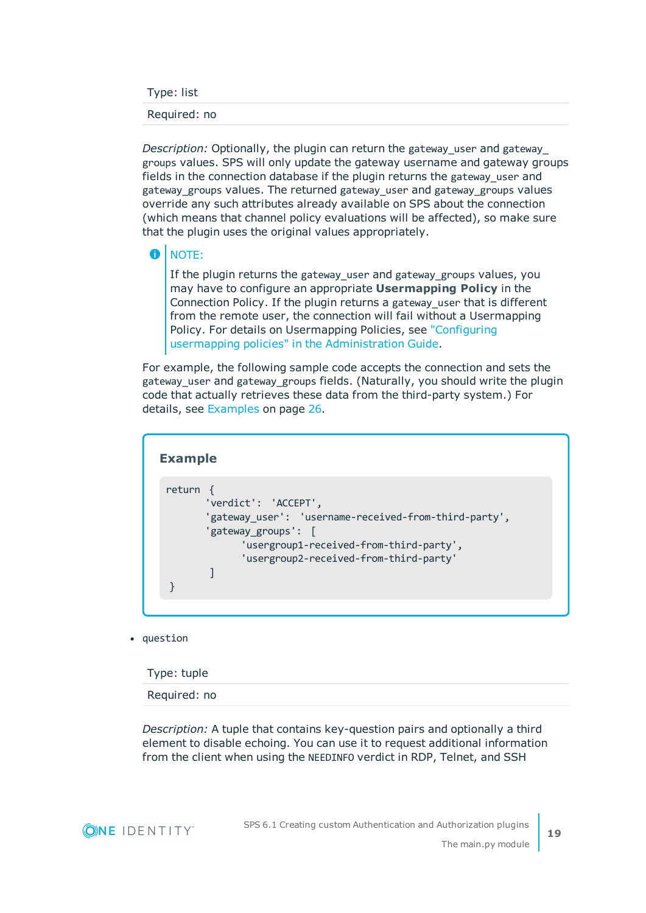Type: list

Required: no

*Description:* Optionally, the plugin can return the `gateway_user` and `gateway_groups` values. SPS will only update the gateway username and gateway groups fields in the connection database if the plugin returns the `gateway_user` and `gateway_groups` values. The returned `gateway_user` and `gateway_groups` values override any such attributes already available on SPS about the connection (which means that channel policy evaluations will be affected), so make sure that the plugin uses the original values appropriately.

> NOTE:
>
> If the plugin returns the `gateway_user` and `gateway_groups` values, you may have to configure an appropriate **Usermapping Policy** in the Connection Policy. If the plugin returns a `gateway_user` that is different from the remote user, the connection will fail without a Usermapping Policy. For details on Usermapping Policies, see "Configuring usermapping policies" in the Administration Guide.

For example, the following sample code accepts the connection and sets the `gateway_user` and `gateway_groups` fields. (Naturally, you should write the plugin code that actually retrieves these data from the third-party system.) For details, see Examples on page 26.

**Example**

```
return  {
        'verdict':  'ACCEPT',
        'gateway_user':  'username-received-from-third-party',
        'gateway_groups':  [
                'usergroup1-received-from-third-party',
                'usergroup2-received-from-third-party'
         ]
 }
```

- `question`

Type: tuple

Required: no

*Description:* A tuple that contains key-question pairs and optionally a third element to disable echoing. You can use it to request additional information from the client when using the `NEEDINFO` verdict in RDP, Telnet, and SSH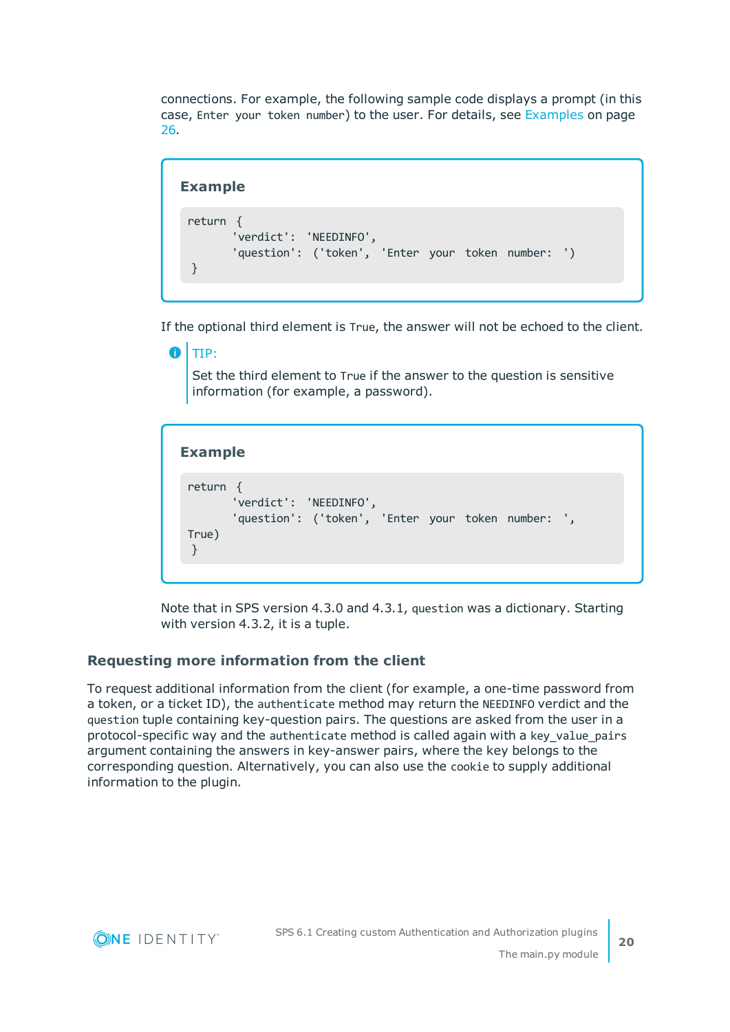connections. For example, the following sample code displays a prompt (in this case, `Enter your token number`) to the user. For details, see Examples on page 26.

**Example**

```
return {
       'verdict': 'NEEDINFO',
       'question': ('token', 'Enter your token number: ')
 }
```

If the optional third element is `True`, the answer will not be echoed to the client.

> TIP:
>
> Set the third element to `True` if the answer to the question is sensitive information (for example, a password).

**Example**

```
return {
       'verdict': 'NEEDINFO',
       'question': ('token', 'Enter your token number: ',
True)
 }
```

Note that in SPS version 4.3.0 and 4.3.1, `question` was a dictionary. Starting with version 4.3.2, it is a tuple.

### Requesting more information from the client

To request additional information from the client (for example, a one-time password from a token, or a ticket ID), the `authenticate` method may return the `NEEDINFO` verdict and the `question` tuple containing key-question pairs. The questions are asked from the user in a protocol-specific way and the `authenticate` method is called again with a `key_value_pairs` argument containing the answers in key-answer pairs, where the key belongs to the corresponding question. Alternatively, you can also use the `cookie` to supply additional information to the plugin.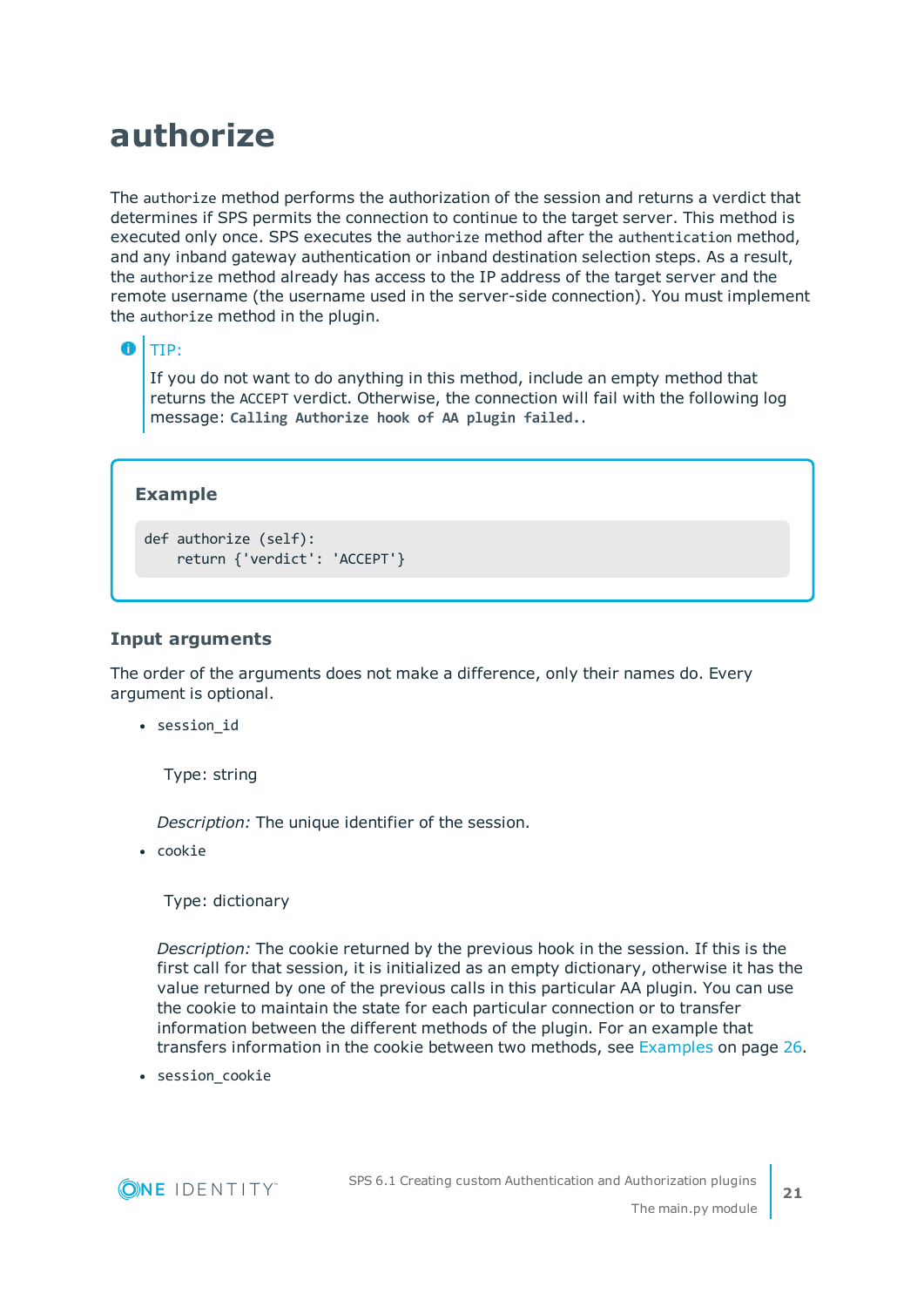# authorize

The `authorize` method performs the authorization of the session and returns a verdict that determines if SPS permits the connection to continue to the target server. This method is executed only once. SPS executes the `authorize` method after the `authentication` method, and any inband gateway authentication or inband destination selection steps. As a result, the `authorize` method already has access to the IP address of the target server and the remote username (the username used in the server-side connection). You must implement the `authorize` method in the plugin.

> TIP:
>
> If you do not want to do anything in this method, include an empty method that returns the `ACCEPT` verdict. Otherwise, the connection will fail with the following log message: **`Calling Authorize hook of AA plugin failed.`**.

**Example**

```
def authorize (self):
    return {'verdict': 'ACCEPT'}
```

### Input arguments

The order of the arguments does not make a difference, only their names do. Every argument is optional.

- `session_id`

  Type: string

  *Description:* The unique identifier of the session.

- `cookie`

  Type: dictionary

  *Description:* The cookie returned by the previous hook in the session. If this is the first call for that session, it is initialized as an empty dictionary, otherwise it has the value returned by one of the previous calls in this particular AA plugin. You can use the cookie to maintain the state for each particular connection or to transfer information between the different methods of the plugin. For an example that transfers information in the cookie between two methods, see Examples on page 26.

- `session_cookie`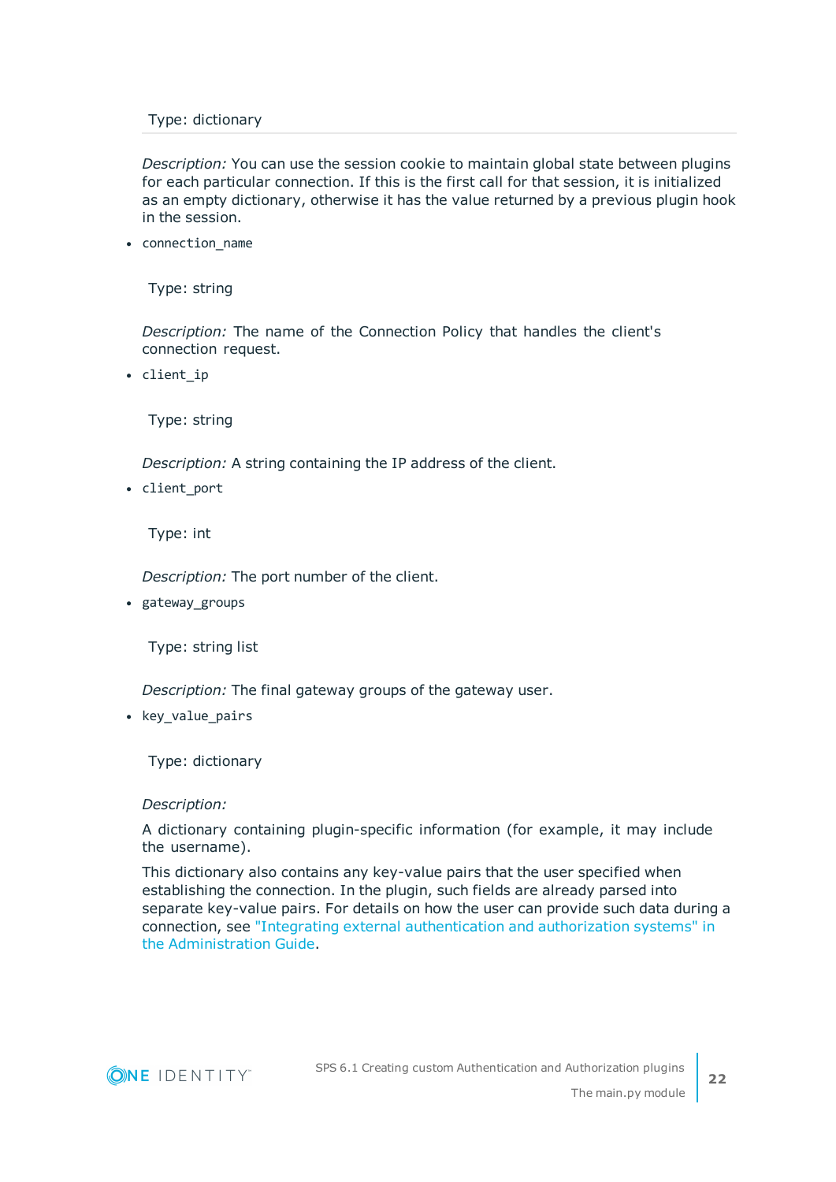Type: dictionary

*Description:* You can use the session cookie to maintain global state between plugins for each particular connection. If this is the first call for that session, it is initialized as an empty dictionary, otherwise it has the value returned by a previous plugin hook in the session.

- `connection_name`

  Type: string

  *Description:* The name of the Connection Policy that handles the client's connection request.

- `client_ip`

  Type: string

  *Description:* A string containing the IP address of the client.

- `client_port`

  Type: int

  *Description:* The port number of the client.

- `gateway_groups`

  Type: string list

  *Description:* The final gateway groups of the gateway user.

- `key_value_pairs`

  Type: dictionary

  *Description:*

  A dictionary containing plugin-specific information (for example, it may include the username).

  This dictionary also contains any key-value pairs that the user specified when establishing the connection. In the plugin, such fields are already parsed into separate key-value pairs. For details on how the user can provide such data during a connection, see "Integrating external authentication and authorization systems" in the Administration Guide.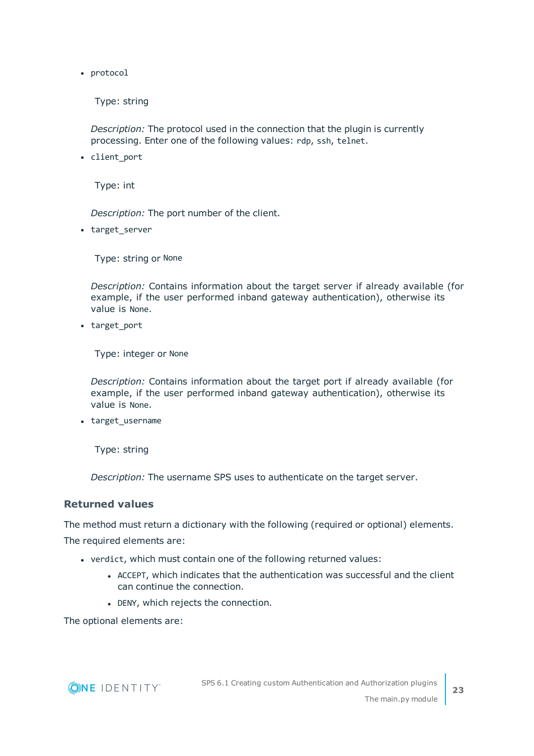- `protocol`

  Type: string

  *Description:* The protocol used in the connection that the plugin is currently processing. Enter one of the following values: `rdp`, `ssh`, `telnet`.

- `client_port`

  Type: int

  *Description:* The port number of the client.

- `target_server`

  Type: string or `None`

  *Description:* Contains information about the target server if already available (for example, if the user performed inband gateway authentication), otherwise its value is `None`.

- `target_port`

  Type: integer or `None`

  *Description:* Contains information about the target port if already available (for example, if the user performed inband gateway authentication), otherwise its value is `None`.

- `target_username`

  Type: string

  *Description:* The username SPS uses to authenticate on the target server.

### Returned values

The method must return a dictionary with the following (required or optional) elements.

The required elements are:

- `verdict`, which must contain one of the following returned values:
  - `ACCEPT`, which indicates that the authentication was successful and the client can continue the connection.
  - `DENY`, which rejects the connection.

The optional elements are: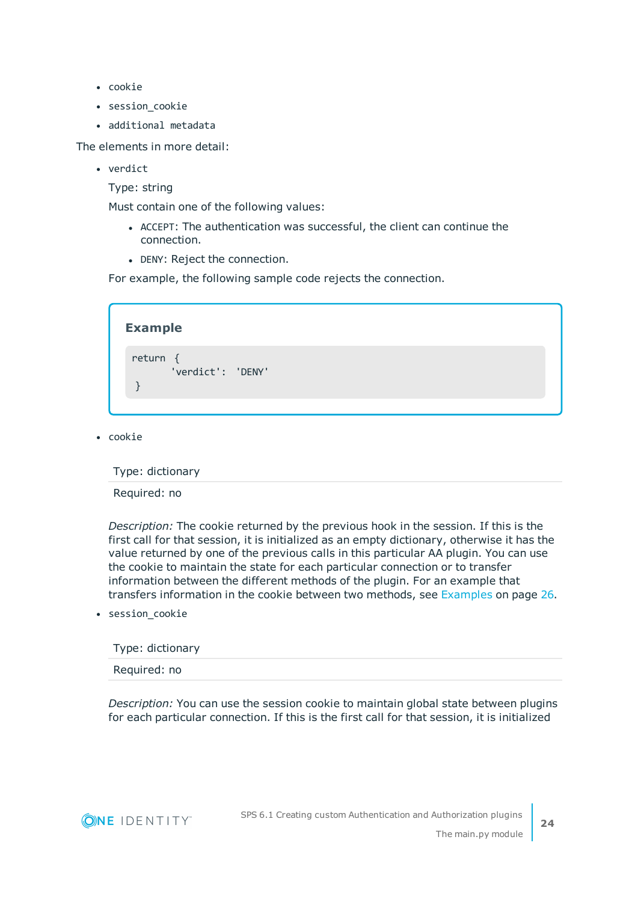- `cookie`
- `session_cookie`
- `additional metadata`

The elements in more detail:

- `verdict`

  Type: string

  Must contain one of the following values:

  - `ACCEPT`: The authentication was successful, the client can continue the connection.
  - `DENY`: Reject the connection.

  For example, the following sample code rejects the connection.

  **Example**

  ```
  return {
          'verdict': 'DENY'
  }
  ```

- `cookie`

  | Type: dictionary |
  | --- |
  | Required: no |

  *Description:* The cookie returned by the previous hook in the session. If this is the first call for that session, it is initialized as an empty dictionary, otherwise it has the value returned by one of the previous calls in this particular AA plugin. You can use the cookie to maintain the state for each particular connection or to transfer information between the different methods of the plugin. For an example that transfers information in the cookie between two methods, see Examples on page 26.

- `session_cookie`

  | Type: dictionary |
  | --- |
  | Required: no |

  *Description:* You can use the session cookie to maintain global state between plugins for each particular connection. If this is the first call for that session, it is initialized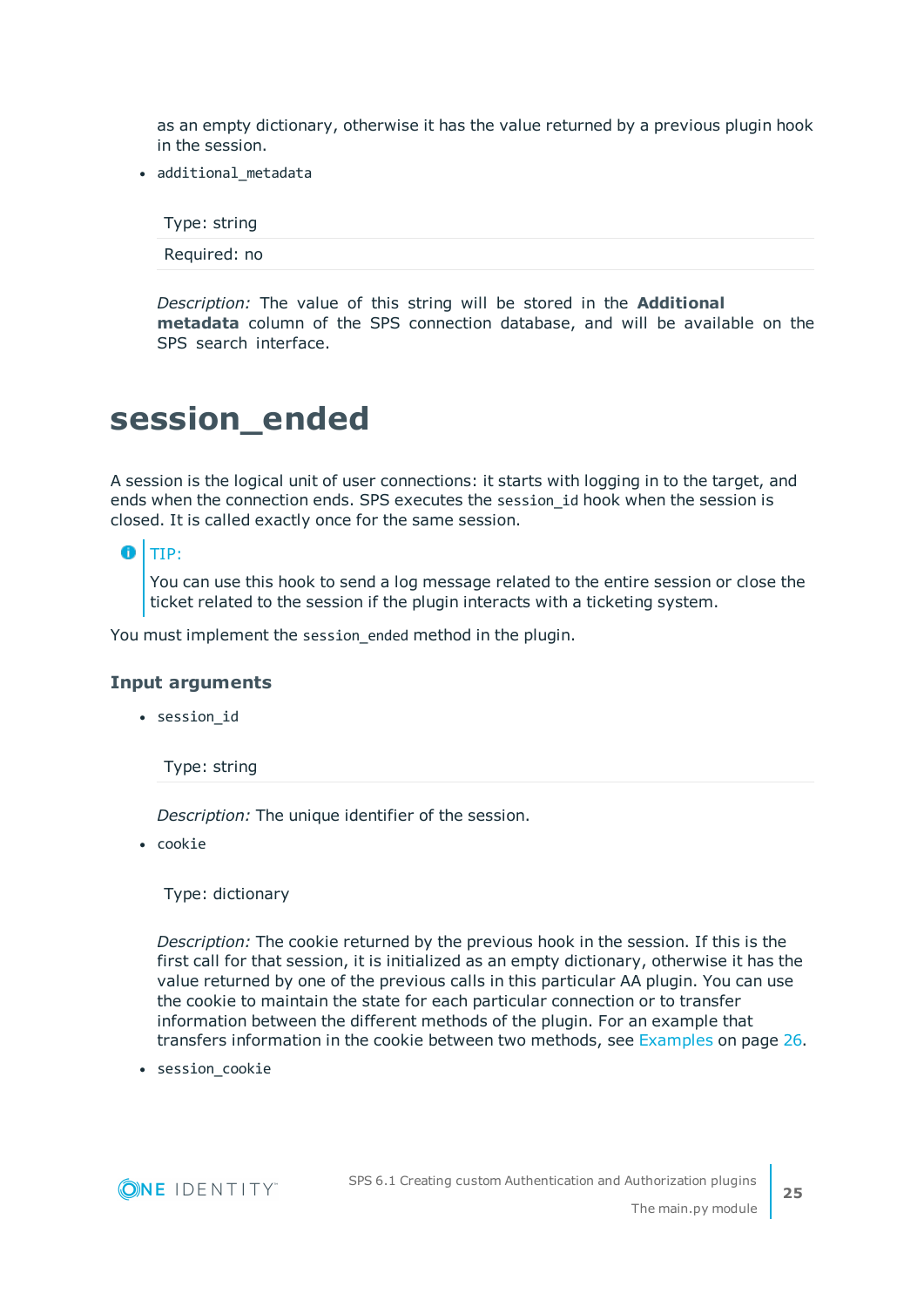as an empty dictionary, otherwise it has the value returned by a previous plugin hook in the session.

- `additional_metadata`

| Type: string |
|---|
| Required: no |

*Description:* The value of this string will be stored in the **Additional metadata** column of the SPS connection database, and will be available on the SPS search interface.

# session_ended

A session is the logical unit of user connections: it starts with logging in to the target, and ends when the connection ends. SPS executes the `session_id` hook when the session is closed. It is called exactly once for the same session.

> TIP:
>
> You can use this hook to send a log message related to the entire session or close the ticket related to the session if the plugin interacts with a ticketing system.

You must implement the `session_ended` method in the plugin.

### Input arguments

- `session_id`

| Type: string |
|---|

*Description:* The unique identifier of the session.

- `cookie`

Type: dictionary

*Description:* The cookie returned by the previous hook in the session. If this is the first call for that session, it is initialized as an empty dictionary, otherwise it has the value returned by one of the previous calls in this particular AA plugin. You can use the cookie to maintain the state for each particular connection or to transfer information between the different methods of the plugin. For an example that transfers information in the cookie between two methods, see Examples on page 26.

- `session_cookie`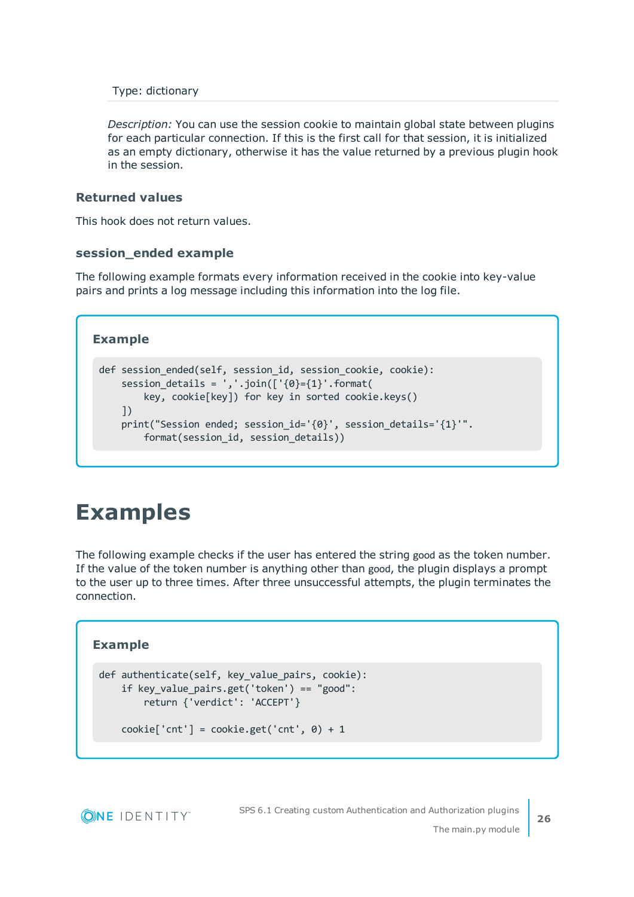Type: dictionary

*Description:* You can use the session cookie to maintain global state between plugins for each particular connection. If this is the first call for that session, it is initialized as an empty dictionary, otherwise it has the value returned by a previous plugin hook in the session.

### Returned values

This hook does not return values.

### session_ended example

The following example formats every information received in the cookie into key-value pairs and prints a log message including this information into the log file.

**Example**

```
def session_ended(self, session_id, session_cookie, cookie):
    session_details = ','.join(['{0}={1}'.format(
        key, cookie[key]) for key in sorted cookie.keys()
    ])
    print("Session ended; session_id='{0}', session_details='{1}'".
        format(session_id, session_details))
```

# Examples

The following example checks if the user has entered the string `good` as the token number. If the value of the token number is anything other than `good`, the plugin displays a prompt to the user up to three times. After three unsuccessful attempts, the plugin terminates the connection.

**Example**

```
def authenticate(self, key_value_pairs, cookie):
    if key_value_pairs.get('token') == "good":
        return {'verdict': 'ACCEPT'}

    cookie['cnt'] = cookie.get('cnt', 0) + 1
```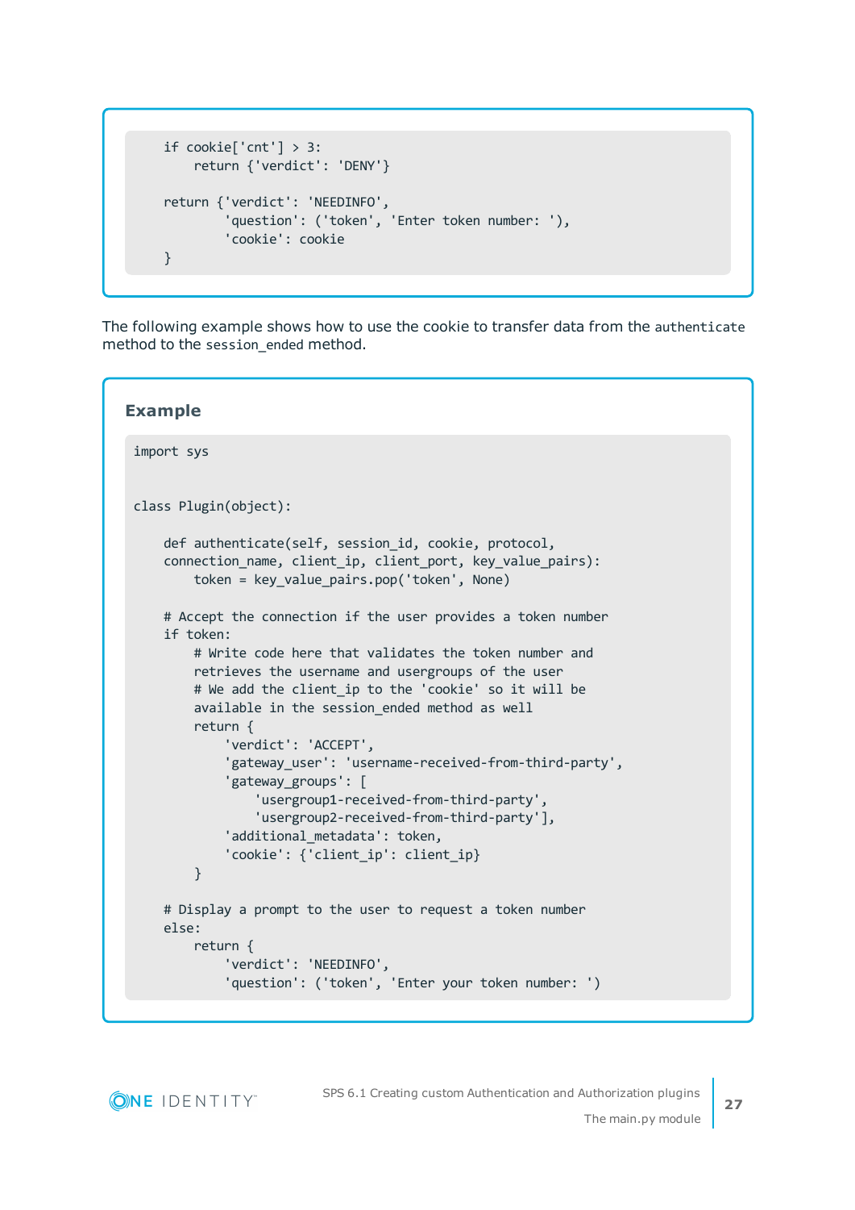```
    if cookie['cnt'] > 3:
        return {'verdict': 'DENY'}

    return {'verdict': 'NEEDINFO',
            'question': ('token', 'Enter token number: '),
            'cookie': cookie
    }
```

The following example shows how to use the cookie to transfer data from the `authenticate` method to the `session_ended` method.

**Example**

```
import sys


class Plugin(object):

    def authenticate(self, session_id, cookie, protocol,
    connection_name, client_ip, client_port, key_value_pairs):
        token = key_value_pairs.pop('token', None)

    # Accept the connection if the user provides a token number
    if token:
        # Write code here that validates the token number and
        retrieves the username and usergroups of the user
        # We add the client_ip to the 'cookie' so it will be
        available in the session_ended method as well
        return {
            'verdict': 'ACCEPT',
            'gateway_user': 'username-received-from-third-party',
            'gateway_groups': [
                'usergroup1-received-from-third-party',
                'usergroup2-received-from-third-party'],
            'additional_metadata': token,
            'cookie': {'client_ip': client_ip}
        }

    # Display a prompt to the user to request a token number
    else:
        return {
            'verdict': 'NEEDINFO',
            'question': ('token', 'Enter your token number: ')
```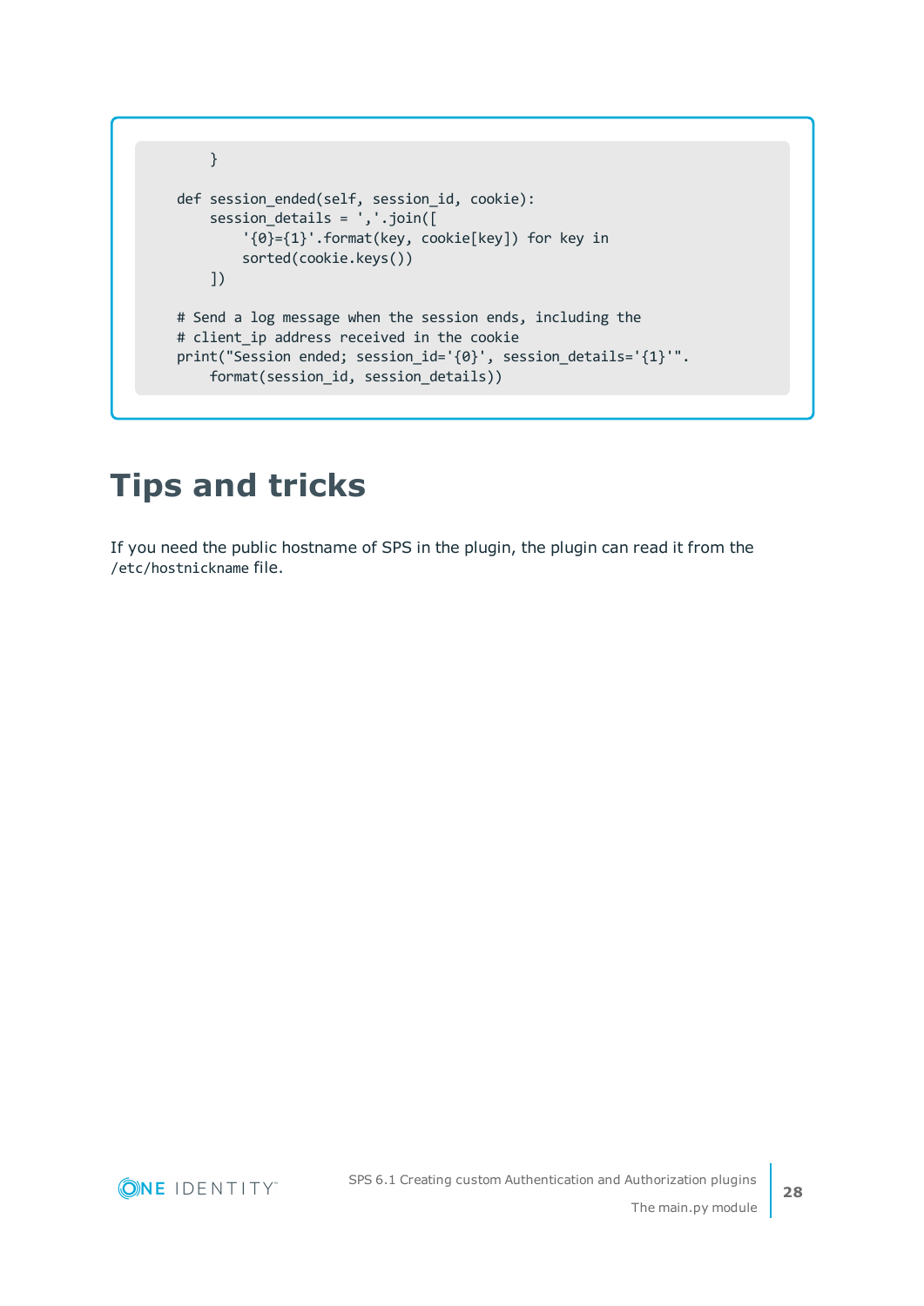```
        }

    def session_ended(self, session_id, cookie):
        session_details = ','.join([
            '{0}={1}'.format(key, cookie[key]) for key in
            sorted(cookie.keys())
        ])

    # Send a log message when the session ends, including the
    # client_ip address received in the cookie
    print("Session ended; session_id='{0}', session_details='{1}'".
        format(session_id, session_details))
```

# Tips and tricks

If you need the public hostname of SPS in the plugin, the plugin can read it from the `/etc/hostnickname` file.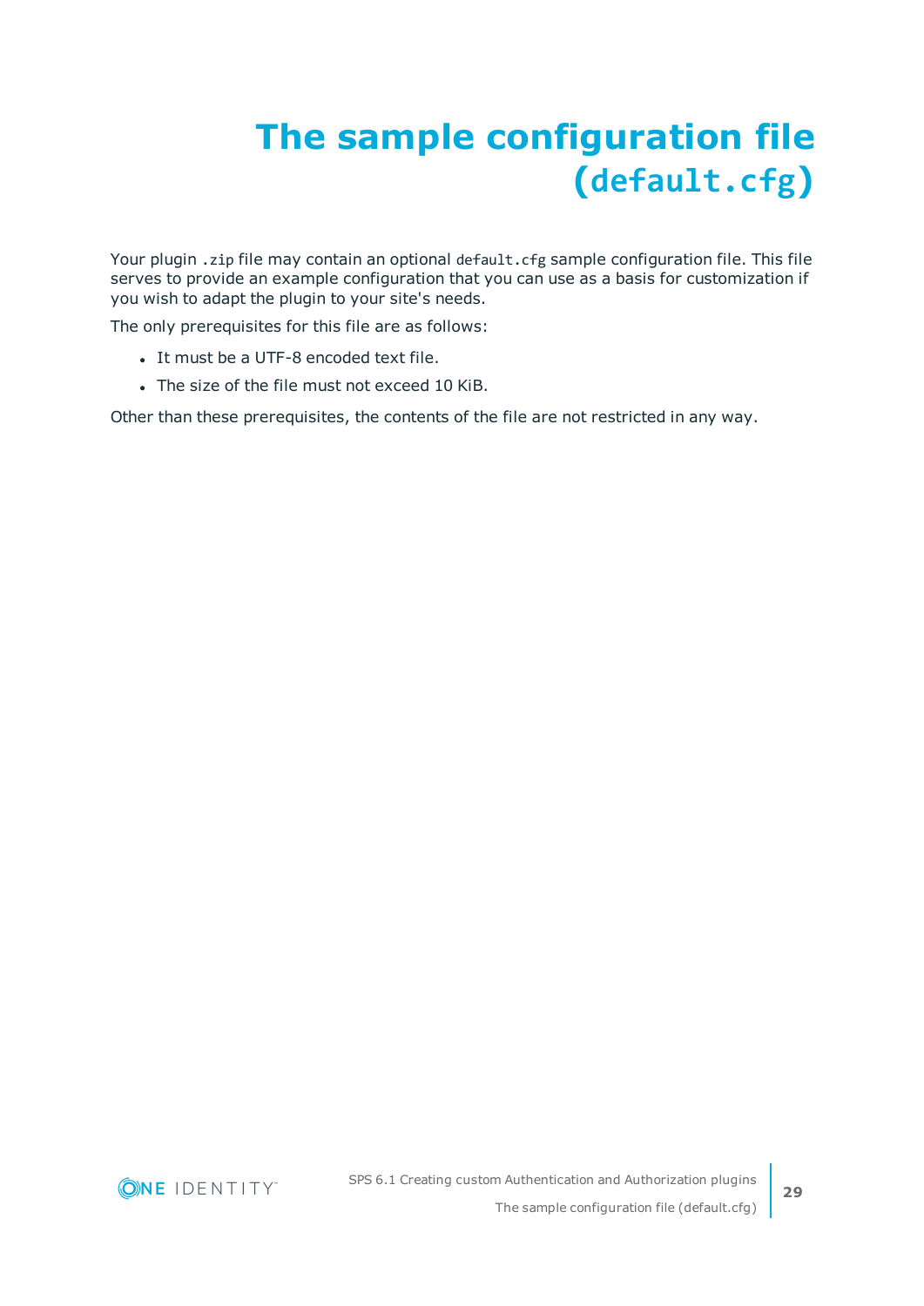# The sample configuration file (`default.cfg`)

Your plugin `.zip` file may contain an optional `default.cfg` sample configuration file. This file serves to provide an example configuration that you can use as a basis for customization if you wish to adapt the plugin to your site's needs.

The only prerequisites for this file are as follows:

- It must be a UTF-8 encoded text file.
- The size of the file must not exceed 10 KiB.

Other than these prerequisites, the contents of the file are not restricted in any way.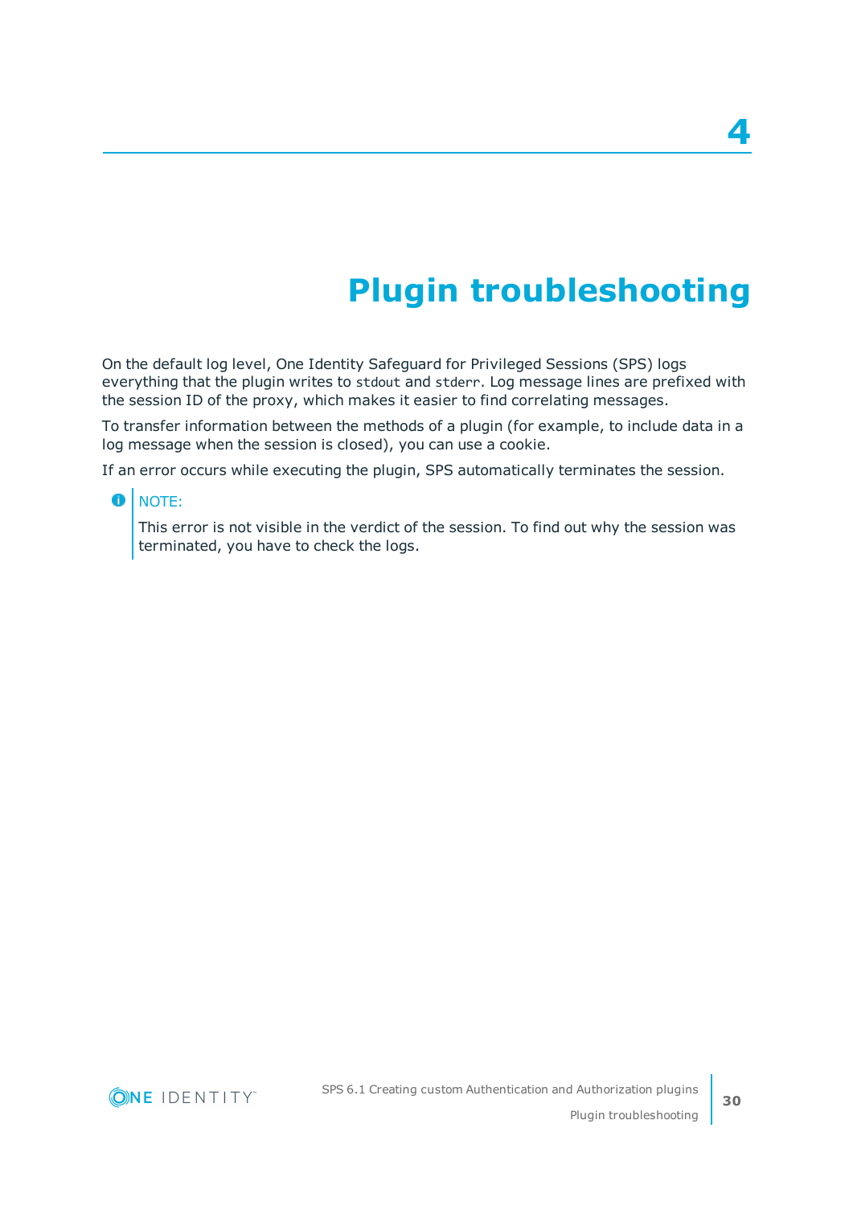# 4 Plugin troubleshooting

On the default log level, One Identity Safeguard for Privileged Sessions (SPS) logs everything that the plugin writes to `stdout` and `stderr`. Log message lines are prefixed with the session ID of the proxy, which makes it easier to find correlating messages.

To transfer information between the methods of a plugin (for example, to include data in a log message when the session is closed), you can use a cookie.

If an error occurs while executing the plugin, SPS automatically terminates the session.

> NOTE:
>
> This error is not visible in the verdict of the session. To find out why the session was terminated, you have to check the logs.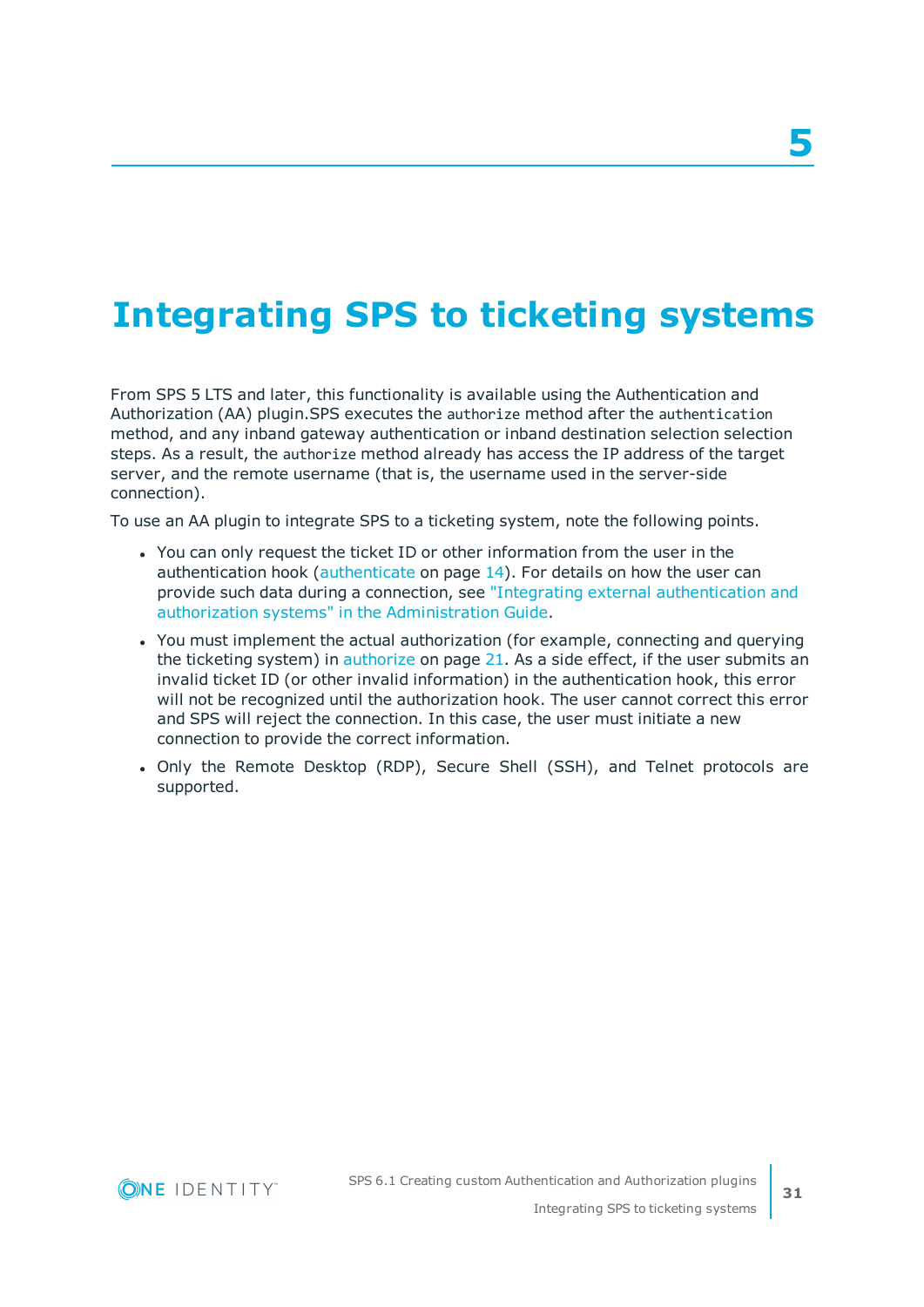# 5

# Integrating SPS to ticketing systems

From SPS 5 LTS and later, this functionality is available using the Authentication and Authorization (AA) plugin.SPS executes the `authorize` method after the `authentication` method, and any inband gateway authentication or inband destination selection selection steps. As a result, the `authorize` method already has access the IP address of the target server, and the remote username (that is, the username used in the server-side connection).

To use an AA plugin to integrate SPS to a ticketing system, note the following points.

- You can only request the ticket ID or other information from the user in the authentication hook (authenticate on page 14). For details on how the user can provide such data during a connection, see "Integrating external authentication and authorization systems" in the Administration Guide.
- You must implement the actual authorization (for example, connecting and querying the ticketing system) in authorize on page 21. As a side effect, if the user submits an invalid ticket ID (or other invalid information) in the authentication hook, this error will not be recognized until the authorization hook. The user cannot correct this error and SPS will reject the connection. In this case, the user must initiate a new connection to provide the correct information.
- Only the Remote Desktop (RDP), Secure Shell (SSH), and Telnet protocols are supported.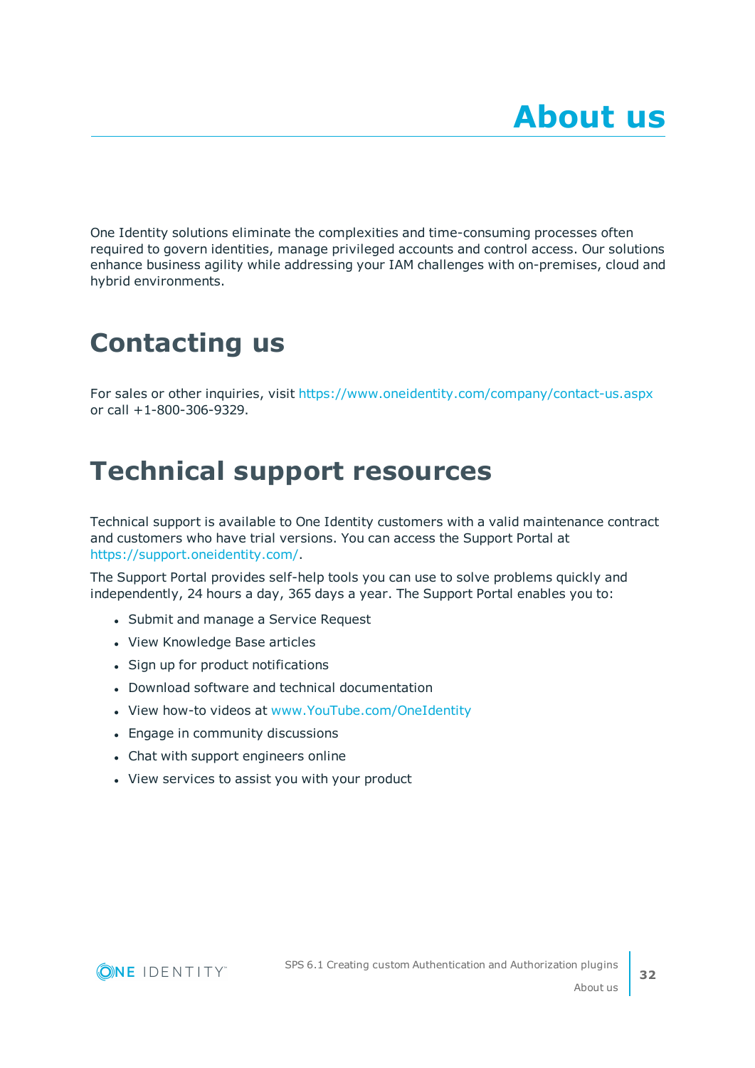# About us

One Identity solutions eliminate the complexities and time-consuming processes often required to govern identities, manage privileged accounts and control access. Our solutions enhance business agility while addressing your IAM challenges with on-premises, cloud and hybrid environments.

## Contacting us

For sales or other inquiries, visit https://www.oneidentity.com/company/contact-us.aspx or call +1-800-306-9329.

## Technical support resources

Technical support is available to One Identity customers with a valid maintenance contract and customers who have trial versions. You can access the Support Portal at https://support.oneidentity.com/.

The Support Portal provides self-help tools you can use to solve problems quickly and independently, 24 hours a day, 365 days a year. The Support Portal enables you to:

- Submit and manage a Service Request
- View Knowledge Base articles
- Sign up for product notifications
- Download software and technical documentation
- View how-to videos at www.YouTube.com/OneIdentity
- Engage in community discussions
- Chat with support engineers online
- View services to assist you with your product